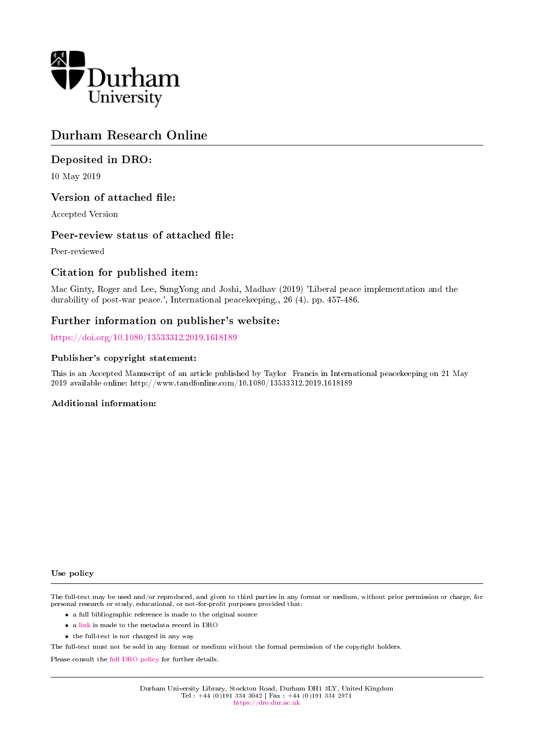Durham University

# Durham Research Online

## Deposited in DRO:

10 May 2019

## Version of attached file:

Accepted Version

## Peer-review status of attached file:

Peer-reviewed

## Citation for published item:

Mac Ginty, Roger and Lee, SungYong and Joshi, Madhav (2019) 'Liberal peace implementation and the durability of post-war peace.', International peacekeeping., 26 (4). pp. 457-486.

## Further information on publisher's website:

https://doi.org/10.1080/13533312.2019.1618189

### Publisher's copyright statement:

This is an Accepted Manuscript of an article published by Taylor Francis in International peacekeeping on 21 May 2019 available online: http://www.tandfonline.com/10.1080/13533312.2019.1618189

### Additional information:

#### Use policy

The full-text may be used and/or reproduced, and given to third parties in any format or medium, without prior permission or charge, for personal research or study, educational, or not-for-profit purposes provided that:

- a full bibliographic reference is made to the original source
- a link is made to the metadata record in DRO
- the full-text is not changed in any way

The full-text must not be sold in any format or medium without the formal permission of the copyright holders.

Please consult the full DRO policy for further details.

Durham University Library, Stockton Road, Durham DH1 3LY, United Kingdom
Tel : +44 (0)191 334 3042 | Fax : +44 (0)191 334 2971
https://dro.dur.ac.uk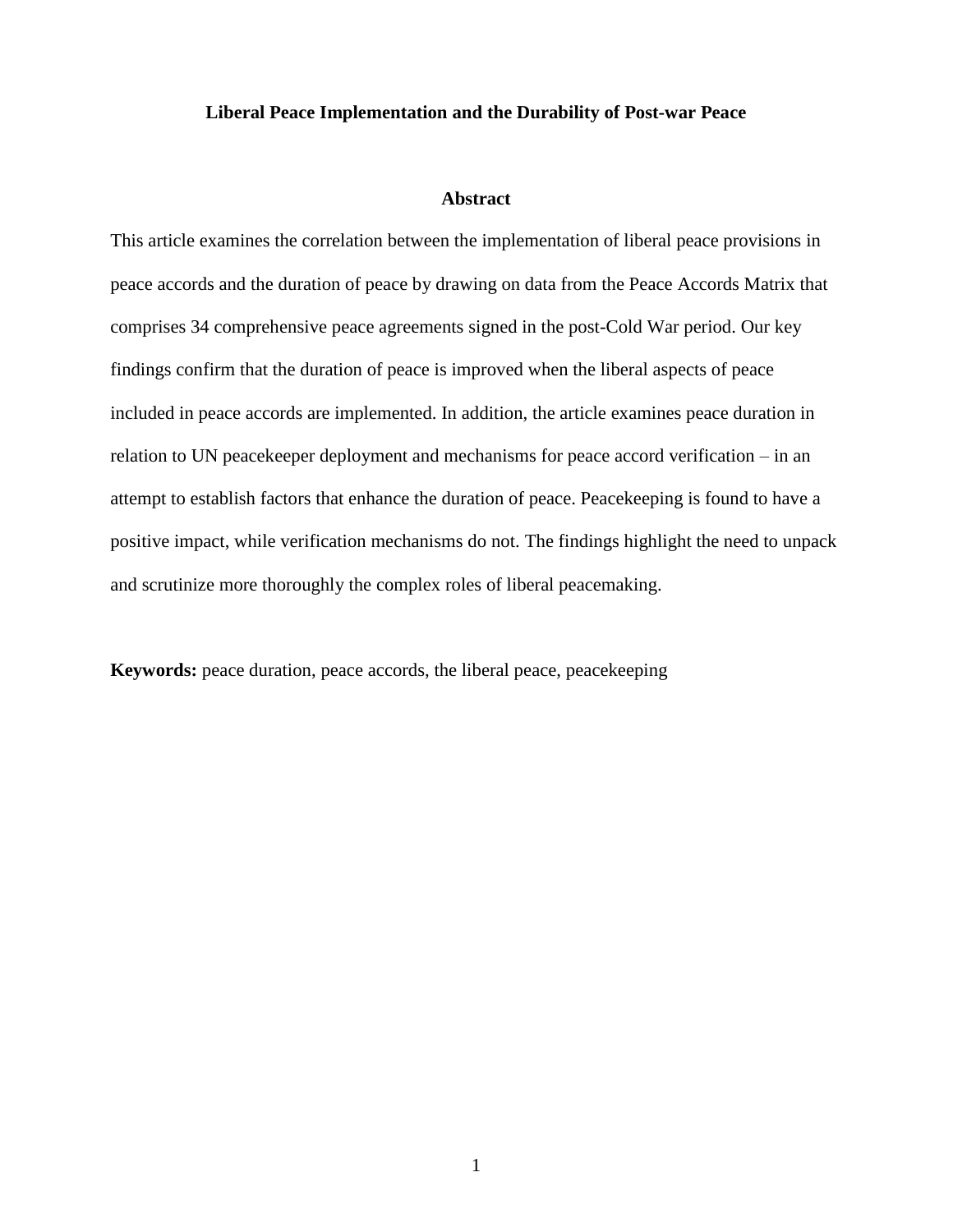**Liberal Peace Implementation and the Durability of Post-war Peace**

**Abstract**

This article examines the correlation between the implementation of liberal peace provisions in peace accords and the duration of peace by drawing on data from the Peace Accords Matrix that comprises 34 comprehensive peace agreements signed in the post-Cold War period. Our key findings confirm that the duration of peace is improved when the liberal aspects of peace included in peace accords are implemented. In addition, the article examines peace duration in relation to UN peacekeeper deployment and mechanisms for peace accord verification – in an attempt to establish factors that enhance the duration of peace. Peacekeeping is found to have a positive impact, while verification mechanisms do not. The findings highlight the need to unpack and scrutinize more thoroughly the complex roles of liberal peacemaking.

**Keywords:** peace duration, peace accords, the liberal peace, peacekeeping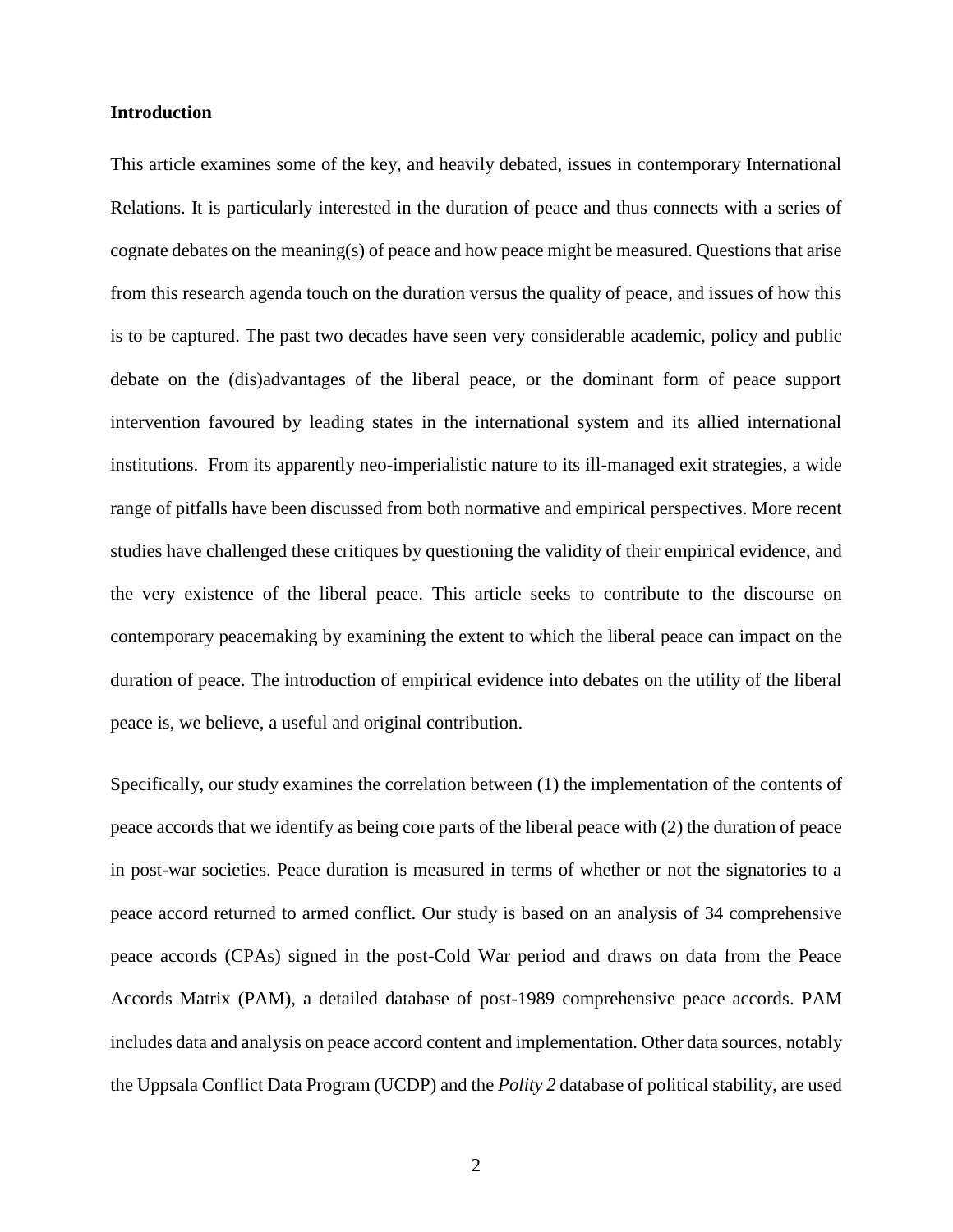## Introduction

This article examines some of the key, and heavily debated, issues in contemporary International Relations. It is particularly interested in the duration of peace and thus connects with a series of cognate debates on the meaning(s) of peace and how peace might be measured. Questions that arise from this research agenda touch on the duration versus the quality of peace, and issues of how this is to be captured. The past two decades have seen very considerable academic, policy and public debate on the (dis)advantages of the liberal peace, or the dominant form of peace support intervention favoured by leading states in the international system and its allied international institutions. From its apparently neo-imperialistic nature to its ill-managed exit strategies, a wide range of pitfalls have been discussed from both normative and empirical perspectives. More recent studies have challenged these critiques by questioning the validity of their empirical evidence, and the very existence of the liberal peace. This article seeks to contribute to the discourse on contemporary peacemaking by examining the extent to which the liberal peace can impact on the duration of peace. The introduction of empirical evidence into debates on the utility of the liberal peace is, we believe, a useful and original contribution.

Specifically, our study examines the correlation between (1) the implementation of the contents of peace accords that we identify as being core parts of the liberal peace with (2) the duration of peace in post-war societies. Peace duration is measured in terms of whether or not the signatories to a peace accord returned to armed conflict. Our study is based on an analysis of 34 comprehensive peace accords (CPAs) signed in the post-Cold War period and draws on data from the Peace Accords Matrix (PAM), a detailed database of post-1989 comprehensive peace accords. PAM includes data and analysis on peace accord content and implementation. Other data sources, notably the Uppsala Conflict Data Program (UCDP) and the *Polity 2* database of political stability, are used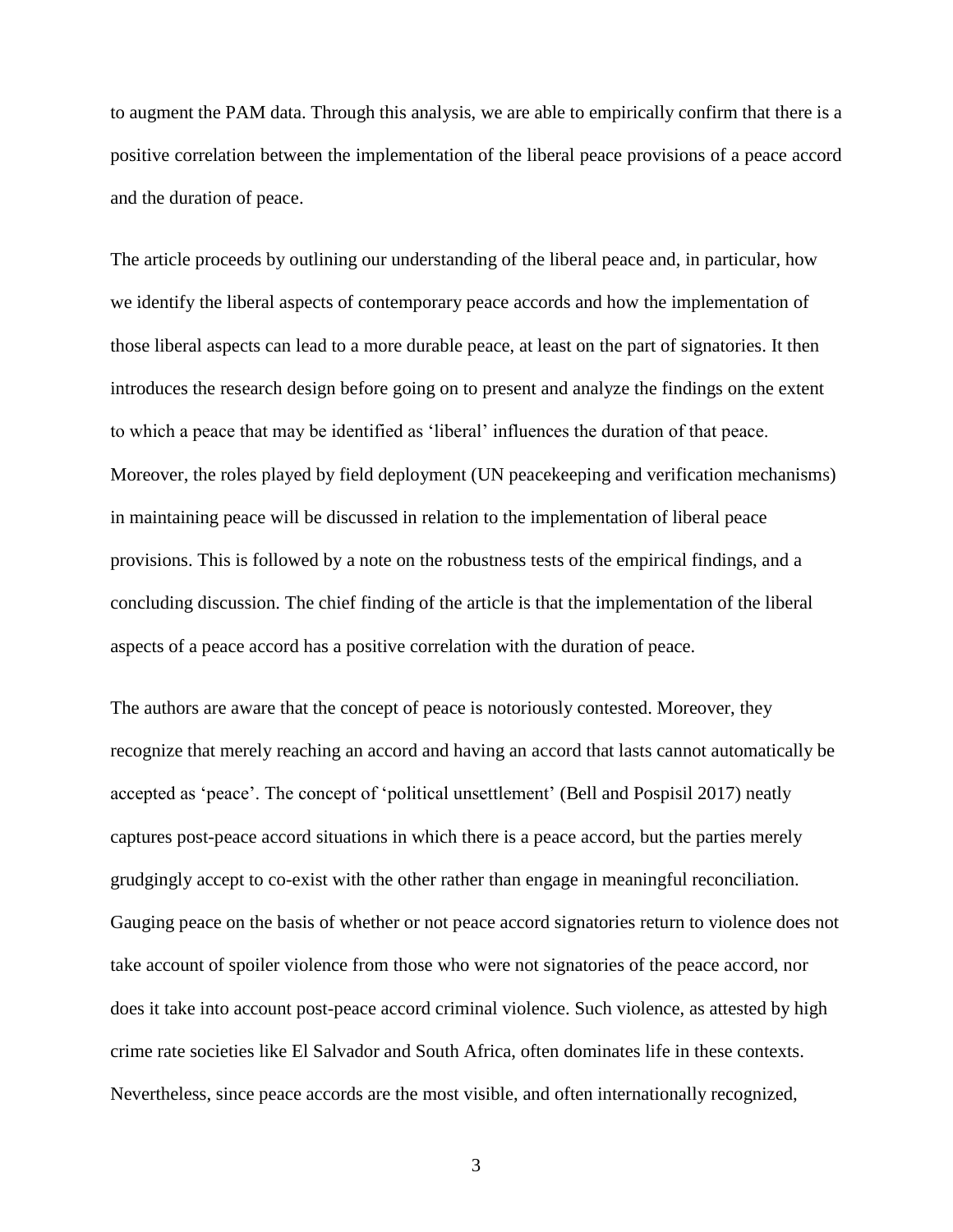to augment the PAM data. Through this analysis, we are able to empirically confirm that there is a positive correlation between the implementation of the liberal peace provisions of a peace accord and the duration of peace.

The article proceeds by outlining our understanding of the liberal peace and, in particular, how we identify the liberal aspects of contemporary peace accords and how the implementation of those liberal aspects can lead to a more durable peace, at least on the part of signatories. It then introduces the research design before going on to present and analyze the findings on the extent to which a peace that may be identified as 'liberal' influences the duration of that peace. Moreover, the roles played by field deployment (UN peacekeeping and verification mechanisms) in maintaining peace will be discussed in relation to the implementation of liberal peace provisions. This is followed by a note on the robustness tests of the empirical findings, and a concluding discussion. The chief finding of the article is that the implementation of the liberal aspects of a peace accord has a positive correlation with the duration of peace.

The authors are aware that the concept of peace is notoriously contested. Moreover, they recognize that merely reaching an accord and having an accord that lasts cannot automatically be accepted as 'peace'. The concept of 'political unsettlement' (Bell and Pospisil 2017) neatly captures post-peace accord situations in which there is a peace accord, but the parties merely grudgingly accept to co-exist with the other rather than engage in meaningful reconciliation. Gauging peace on the basis of whether or not peace accord signatories return to violence does not take account of spoiler violence from those who were not signatories of the peace accord, nor does it take into account post-peace accord criminal violence. Such violence, as attested by high crime rate societies like El Salvador and South Africa, often dominates life in these contexts. Nevertheless, since peace accords are the most visible, and often internationally recognized,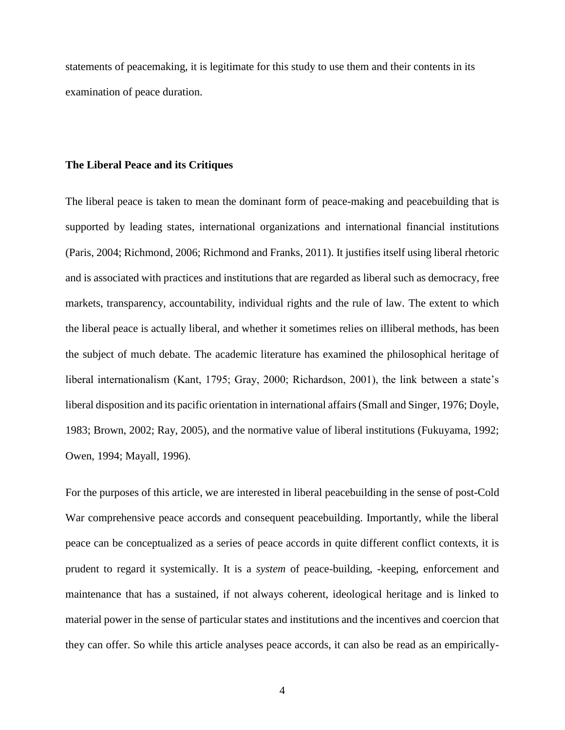statements of peacemaking, it is legitimate for this study to use them and their contents in its examination of peace duration.

## The Liberal Peace and its Critiques

The liberal peace is taken to mean the dominant form of peace-making and peacebuilding that is supported by leading states, international organizations and international financial institutions (Paris, 2004; Richmond, 2006; Richmond and Franks, 2011). It justifies itself using liberal rhetoric and is associated with practices and institutions that are regarded as liberal such as democracy, free markets, transparency, accountability, individual rights and the rule of law. The extent to which the liberal peace is actually liberal, and whether it sometimes relies on illiberal methods, has been the subject of much debate. The academic literature has examined the philosophical heritage of liberal internationalism (Kant, 1795; Gray, 2000; Richardson, 2001), the link between a state's liberal disposition and its pacific orientation in international affairs (Small and Singer, 1976; Doyle, 1983; Brown, 2002; Ray, 2005), and the normative value of liberal institutions (Fukuyama, 1992; Owen, 1994; Mayall, 1996).

For the purposes of this article, we are interested in liberal peacebuilding in the sense of post-Cold War comprehensive peace accords and consequent peacebuilding. Importantly, while the liberal peace can be conceptualized as a series of peace accords in quite different conflict contexts, it is prudent to regard it systemically. It is a *system* of peace-building, -keeping, enforcement and maintenance that has a sustained, if not always coherent, ideological heritage and is linked to material power in the sense of particular states and institutions and the incentives and coercion that they can offer. So while this article analyses peace accords, it can also be read as an empirically-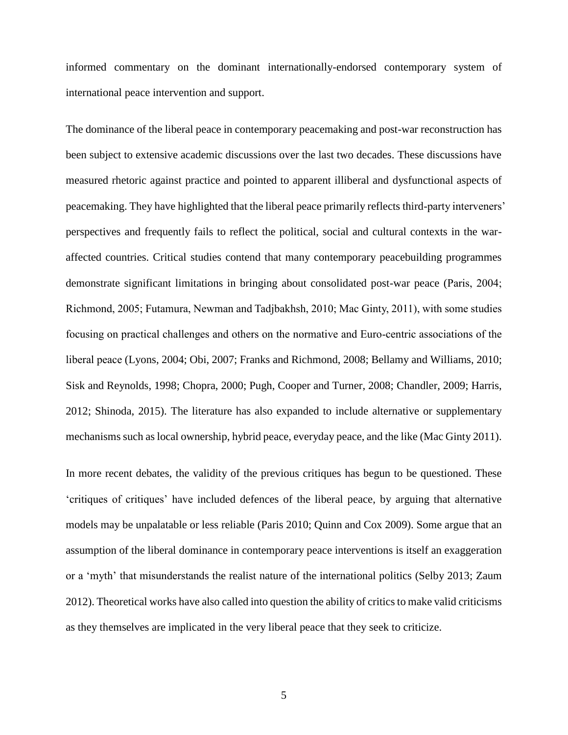informed commentary on the dominant internationally-endorsed contemporary system of international peace intervention and support.

The dominance of the liberal peace in contemporary peacemaking and post-war reconstruction has been subject to extensive academic discussions over the last two decades. These discussions have measured rhetoric against practice and pointed to apparent illiberal and dysfunctional aspects of peacemaking. They have highlighted that the liberal peace primarily reflects third-party interveners' perspectives and frequently fails to reflect the political, social and cultural contexts in the war-affected countries. Critical studies contend that many contemporary peacebuilding programmes demonstrate significant limitations in bringing about consolidated post-war peace (Paris, 2004; Richmond, 2005; Futamura, Newman and Tadjbakhsh, 2010; Mac Ginty, 2011), with some studies focusing on practical challenges and others on the normative and Euro-centric associations of the liberal peace (Lyons, 2004; Obi, 2007; Franks and Richmond, 2008; Bellamy and Williams, 2010; Sisk and Reynolds, 1998; Chopra, 2000; Pugh, Cooper and Turner, 2008; Chandler, 2009; Harris, 2012; Shinoda, 2015). The literature has also expanded to include alternative or supplementary mechanisms such as local ownership, hybrid peace, everyday peace, and the like (Mac Ginty 2011).

In more recent debates, the validity of the previous critiques has begun to be questioned. These 'critiques of critiques' have included defences of the liberal peace, by arguing that alternative models may be unpalatable or less reliable (Paris 2010; Quinn and Cox 2009). Some argue that an assumption of the liberal dominance in contemporary peace interventions is itself an exaggeration or a 'myth' that misunderstands the realist nature of the international politics (Selby 2013; Zaum 2012). Theoretical works have also called into question the ability of critics to make valid criticisms as they themselves are implicated in the very liberal peace that they seek to criticize.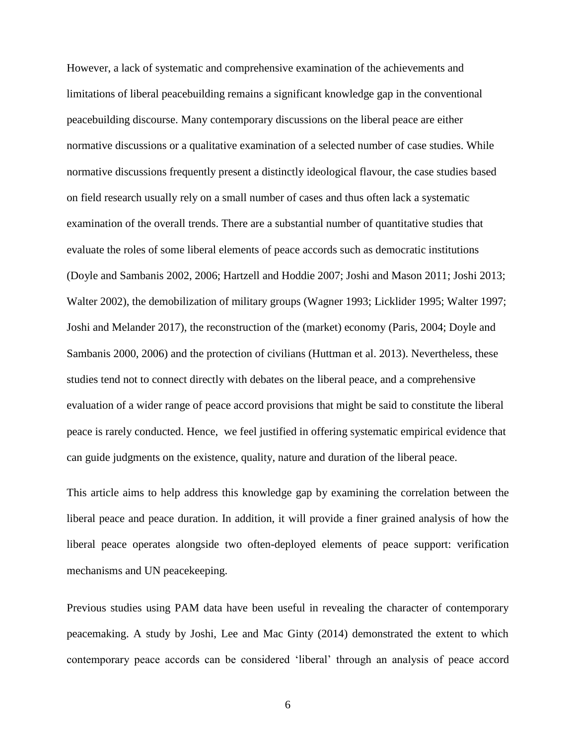However, a lack of systematic and comprehensive examination of the achievements and limitations of liberal peacebuilding remains a significant knowledge gap in the conventional peacebuilding discourse. Many contemporary discussions on the liberal peace are either normative discussions or a qualitative examination of a selected number of case studies. While normative discussions frequently present a distinctly ideological flavour, the case studies based on field research usually rely on a small number of cases and thus often lack a systematic examination of the overall trends. There are a substantial number of quantitative studies that evaluate the roles of some liberal elements of peace accords such as democratic institutions (Doyle and Sambanis 2002, 2006; Hartzell and Hoddie 2007; Joshi and Mason 2011; Joshi 2013; Walter 2002), the demobilization of military groups (Wagner 1993; Licklider 1995; Walter 1997; Joshi and Melander 2017), the reconstruction of the (market) economy (Paris, 2004; Doyle and Sambanis 2000, 2006) and the protection of civilians (Huttman et al. 2013). Nevertheless, these studies tend not to connect directly with debates on the liberal peace, and a comprehensive evaluation of a wider range of peace accord provisions that might be said to constitute the liberal peace is rarely conducted. Hence, we feel justified in offering systematic empirical evidence that can guide judgments on the existence, quality, nature and duration of the liberal peace.

This article aims to help address this knowledge gap by examining the correlation between the liberal peace and peace duration. In addition, it will provide a finer grained analysis of how the liberal peace operates alongside two often-deployed elements of peace support: verification mechanisms and UN peacekeeping.

Previous studies using PAM data have been useful in revealing the character of contemporary peacemaking. A study by Joshi, Lee and Mac Ginty (2014) demonstrated the extent to which contemporary peace accords can be considered 'liberal' through an analysis of peace accord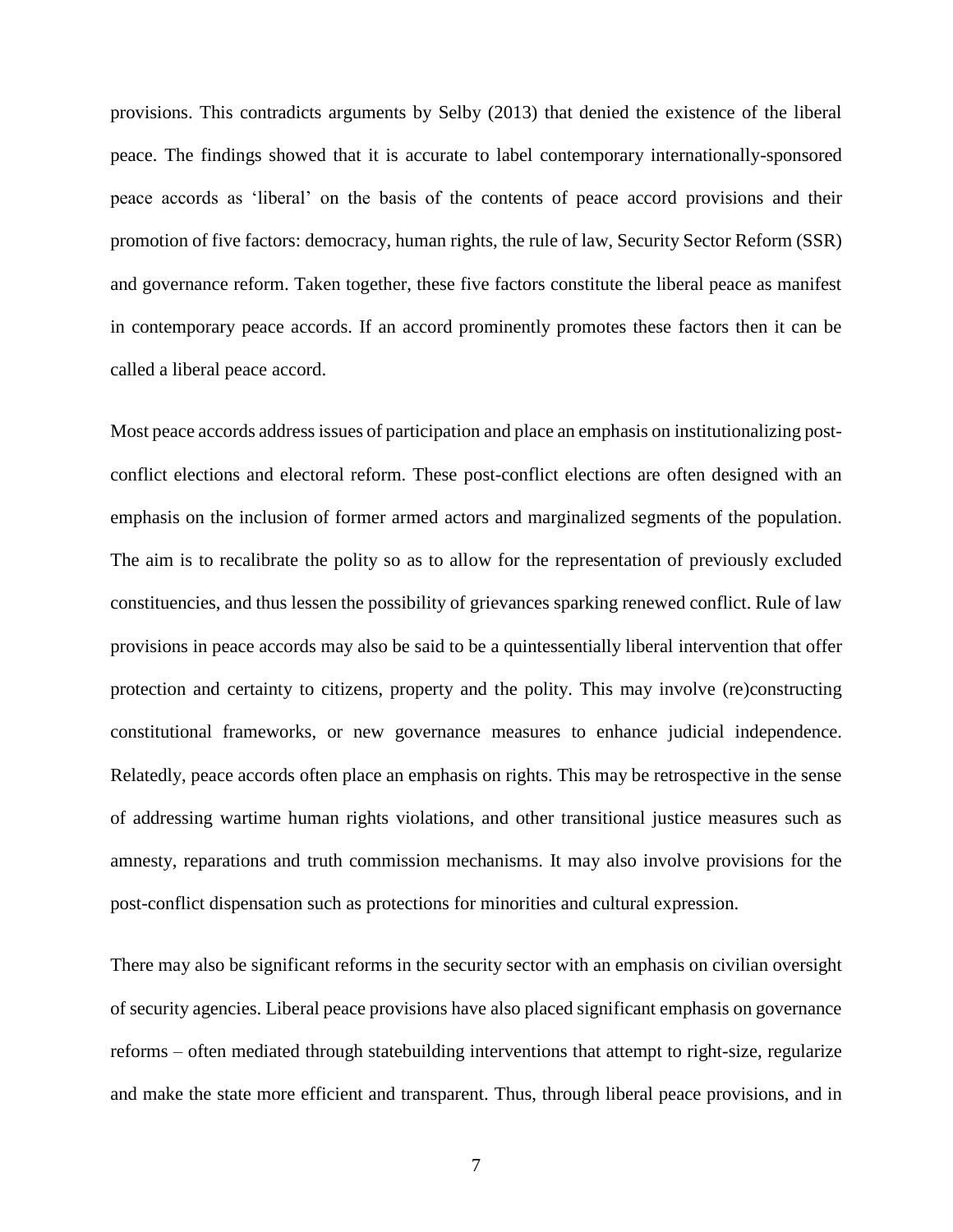provisions. This contradicts arguments by Selby (2013) that denied the existence of the liberal peace. The findings showed that it is accurate to label contemporary internationally-sponsored peace accords as 'liberal' on the basis of the contents of peace accord provisions and their promotion of five factors: democracy, human rights, the rule of law, Security Sector Reform (SSR) and governance reform. Taken together, these five factors constitute the liberal peace as manifest in contemporary peace accords. If an accord prominently promotes these factors then it can be called a liberal peace accord.

Most peace accords address issues of participation and place an emphasis on institutionalizing post-conflict elections and electoral reform. These post-conflict elections are often designed with an emphasis on the inclusion of former armed actors and marginalized segments of the population. The aim is to recalibrate the polity so as to allow for the representation of previously excluded constituencies, and thus lessen the possibility of grievances sparking renewed conflict. Rule of law provisions in peace accords may also be said to be a quintessentially liberal intervention that offer protection and certainty to citizens, property and the polity. This may involve (re)constructing constitutional frameworks, or new governance measures to enhance judicial independence. Relatedly, peace accords often place an emphasis on rights. This may be retrospective in the sense of addressing wartime human rights violations, and other transitional justice measures such as amnesty, reparations and truth commission mechanisms. It may also involve provisions for the post-conflict dispensation such as protections for minorities and cultural expression.

There may also be significant reforms in the security sector with an emphasis on civilian oversight of security agencies. Liberal peace provisions have also placed significant emphasis on governance reforms – often mediated through statebuilding interventions that attempt to right-size, regularize and make the state more efficient and transparent. Thus, through liberal peace provisions, and in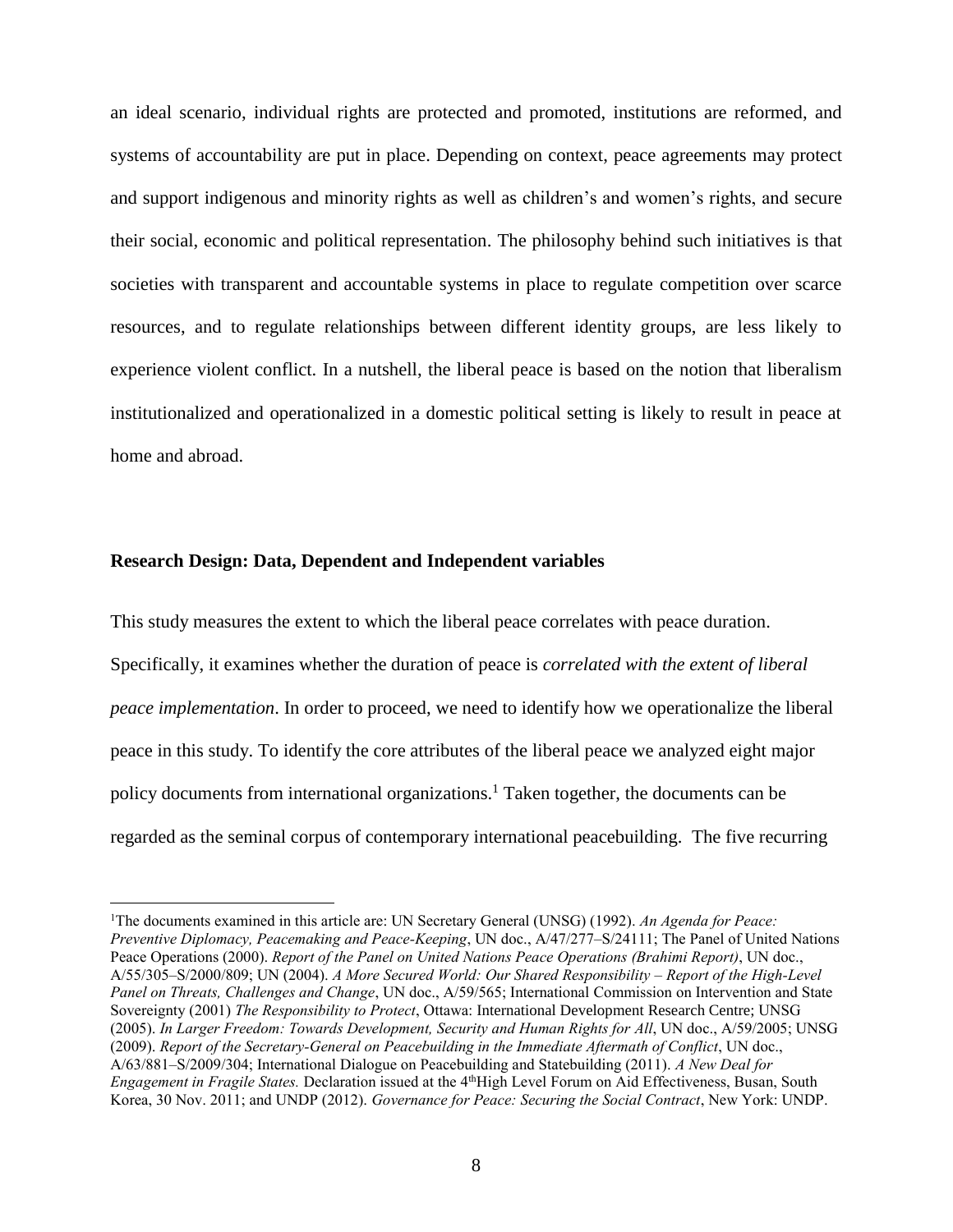an ideal scenario, individual rights are protected and promoted, institutions are reformed, and systems of accountability are put in place. Depending on context, peace agreements may protect and support indigenous and minority rights as well as children's and women's rights, and secure their social, economic and political representation. The philosophy behind such initiatives is that societies with transparent and accountable systems in place to regulate competition over scarce resources, and to regulate relationships between different identity groups, are less likely to experience violent conflict. In a nutshell, the liberal peace is based on the notion that liberalism institutionalized and operationalized in a domestic political setting is likely to result in peace at home and abroad.

### Research Design: Data, Dependent and Independent variables

This study measures the extent to which the liberal peace correlates with peace duration. Specifically, it examines whether the duration of peace is *correlated with the extent of liberal peace implementation*. In order to proceed, we need to identify how we operationalize the liberal peace in this study. To identify the core attributes of the liberal peace we analyzed eight major policy documents from international organizations.[1] Taken together, the documents can be regarded as the seminal corpus of contemporary international peacebuilding. The five recurring

[1]The documents examined in this article are: UN Secretary General (UNSG) (1992). *An Agenda for Peace: Preventive Diplomacy, Peacemaking and Peace-Keeping*, UN doc., A/47/277–S/24111; The Panel of United Nations Peace Operations (2000). *Report of the Panel on United Nations Peace Operations (Brahimi Report)*, UN doc., A/55/305–S/2000/809; UN (2004). *A More Secured World: Our Shared Responsibility – Report of the High-Level Panel on Threats, Challenges and Change*, UN doc., A/59/565; International Commission on Intervention and State Sovereignty (2001) *The Responsibility to Protect*, Ottawa: International Development Research Centre; UNSG (2005). *In Larger Freedom: Towards Development, Security and Human Rights for All*, UN doc., A/59/2005; UNSG (2009). *Report of the Secretary-General on Peacebuilding in the Immediate Aftermath of Conflict*, UN doc., A/63/881–S/2009/304; International Dialogue on Peacebuilding and Statebuilding (2011). *A New Deal for Engagement in Fragile States.* Declaration issued at the 4thHigh Level Forum on Aid Effectiveness, Busan, South Korea, 30 Nov. 2011; and UNDP (2012). *Governance for Peace: Securing the Social Contract*, New York: UNDP.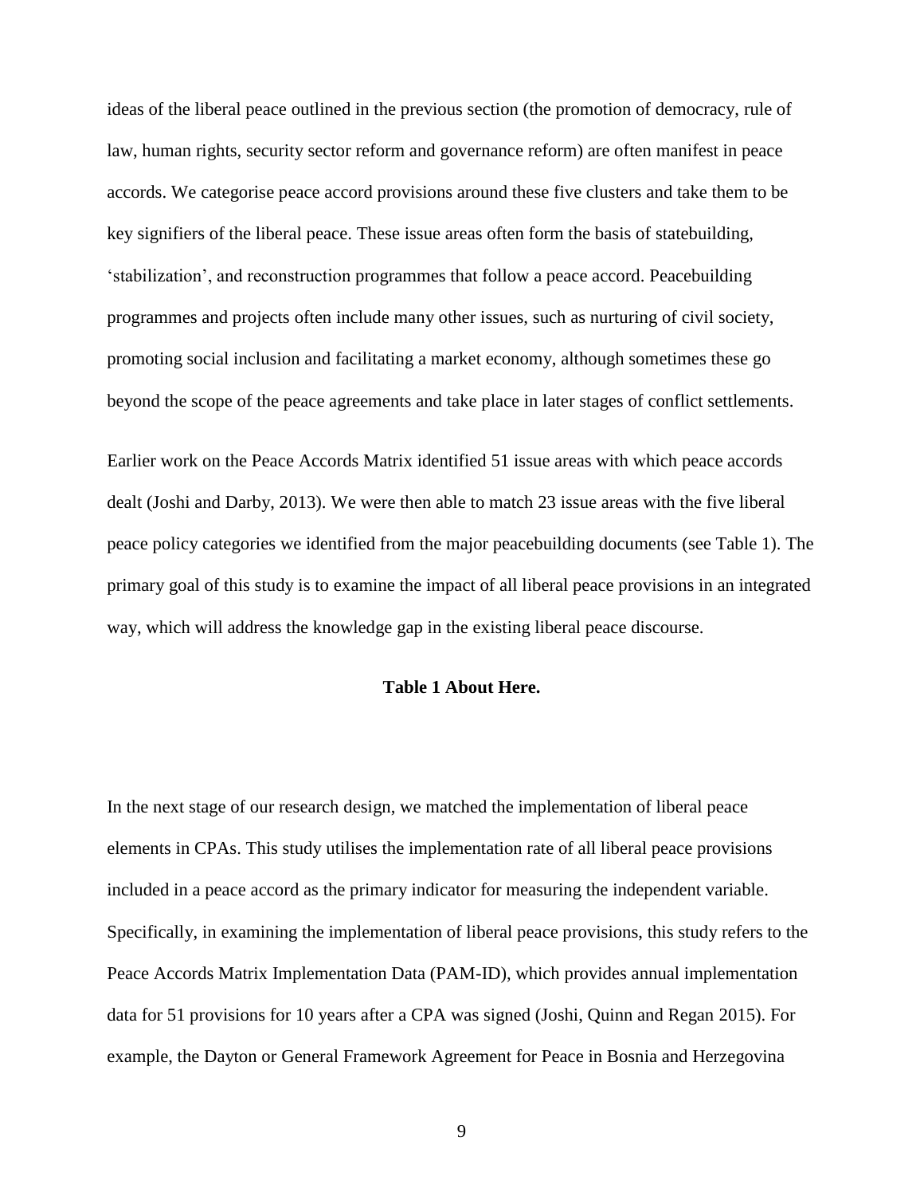ideas of the liberal peace outlined in the previous section (the promotion of democracy, rule of law, human rights, security sector reform and governance reform) are often manifest in peace accords. We categorise peace accord provisions around these five clusters and take them to be key signifiers of the liberal peace. These issue areas often form the basis of statebuilding, 'stabilization', and reconstruction programmes that follow a peace accord. Peacebuilding programmes and projects often include many other issues, such as nurturing of civil society, promoting social inclusion and facilitating a market economy, although sometimes these go beyond the scope of the peace agreements and take place in later stages of conflict settlements.

Earlier work on the Peace Accords Matrix identified 51 issue areas with which peace accords dealt (Joshi and Darby, 2013). We were then able to match 23 issue areas with the five liberal peace policy categories we identified from the major peacebuilding documents (see Table 1). The primary goal of this study is to examine the impact of all liberal peace provisions in an integrated way, which will address the knowledge gap in the existing liberal peace discourse.

**Table 1 About Here.**

In the next stage of our research design, we matched the implementation of liberal peace elements in CPAs. This study utilises the implementation rate of all liberal peace provisions included in a peace accord as the primary indicator for measuring the independent variable. Specifically, in examining the implementation of liberal peace provisions, this study refers to the Peace Accords Matrix Implementation Data (PAM-ID), which provides annual implementation data for 51 provisions for 10 years after a CPA was signed (Joshi, Quinn and Regan 2015). For example, the Dayton or General Framework Agreement for Peace in Bosnia and Herzegovina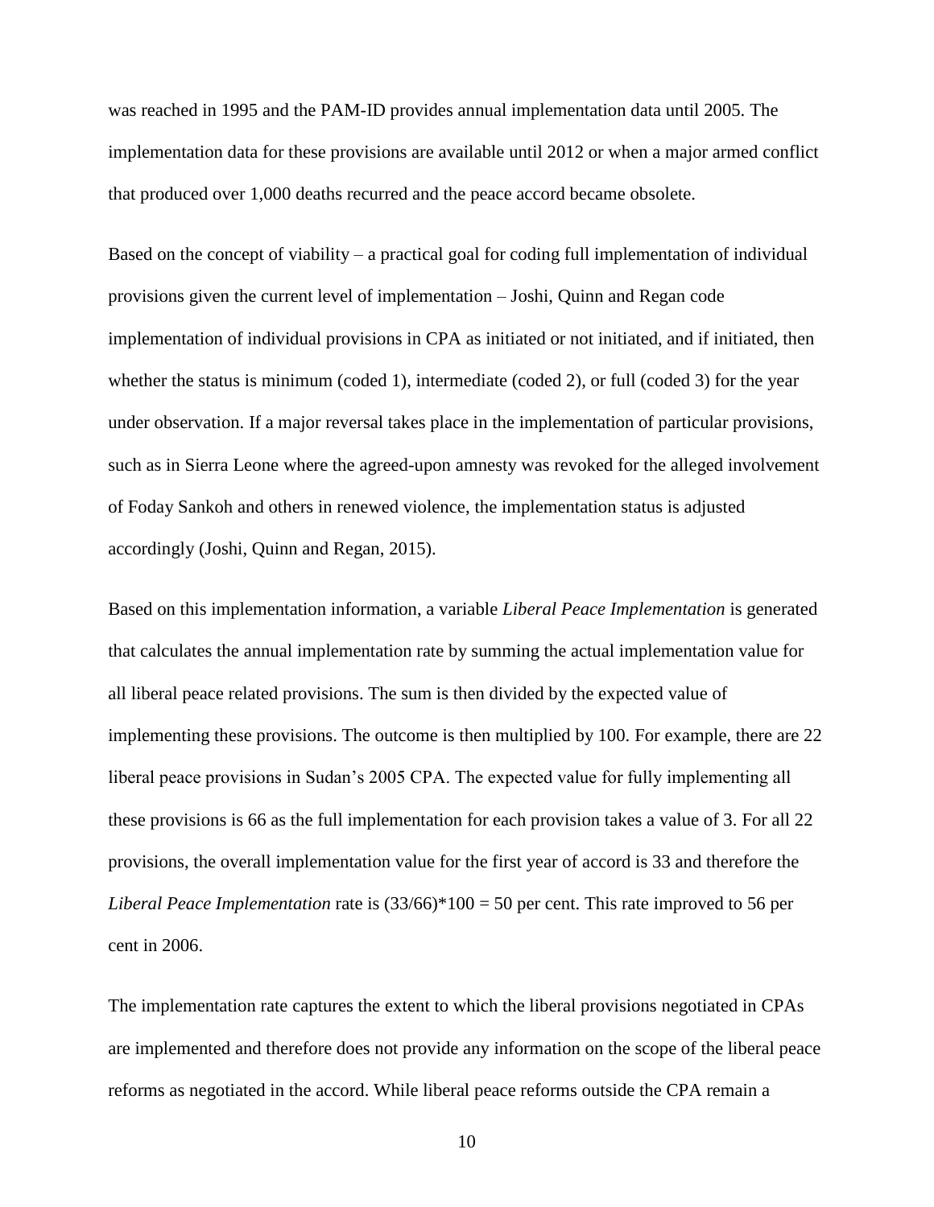was reached in 1995 and the PAM-ID provides annual implementation data until 2005. The implementation data for these provisions are available until 2012 or when a major armed conflict that produced over 1,000 deaths recurred and the peace accord became obsolete.

Based on the concept of viability – a practical goal for coding full implementation of individual provisions given the current level of implementation – Joshi, Quinn and Regan code implementation of individual provisions in CPA as initiated or not initiated, and if initiated, then whether the status is minimum (coded 1), intermediate (coded 2), or full (coded 3) for the year under observation. If a major reversal takes place in the implementation of particular provisions, such as in Sierra Leone where the agreed-upon amnesty was revoked for the alleged involvement of Foday Sankoh and others in renewed violence, the implementation status is adjusted accordingly (Joshi, Quinn and Regan, 2015).

Based on this implementation information, a variable *Liberal Peace Implementation* is generated that calculates the annual implementation rate by summing the actual implementation value for all liberal peace related provisions. The sum is then divided by the expected value of implementing these provisions. The outcome is then multiplied by 100. For example, there are 22 liberal peace provisions in Sudan's 2005 CPA. The expected value for fully implementing all these provisions is 66 as the full implementation for each provision takes a value of 3. For all 22 provisions, the overall implementation value for the first year of accord is 33 and therefore the *Liberal Peace Implementation* rate is $(33/66)*100 = 50$ per cent. This rate improved to 56 per cent in 2006.

The implementation rate captures the extent to which the liberal provisions negotiated in CPAs are implemented and therefore does not provide any information on the scope of the liberal peace reforms as negotiated in the accord. While liberal peace reforms outside the CPA remain a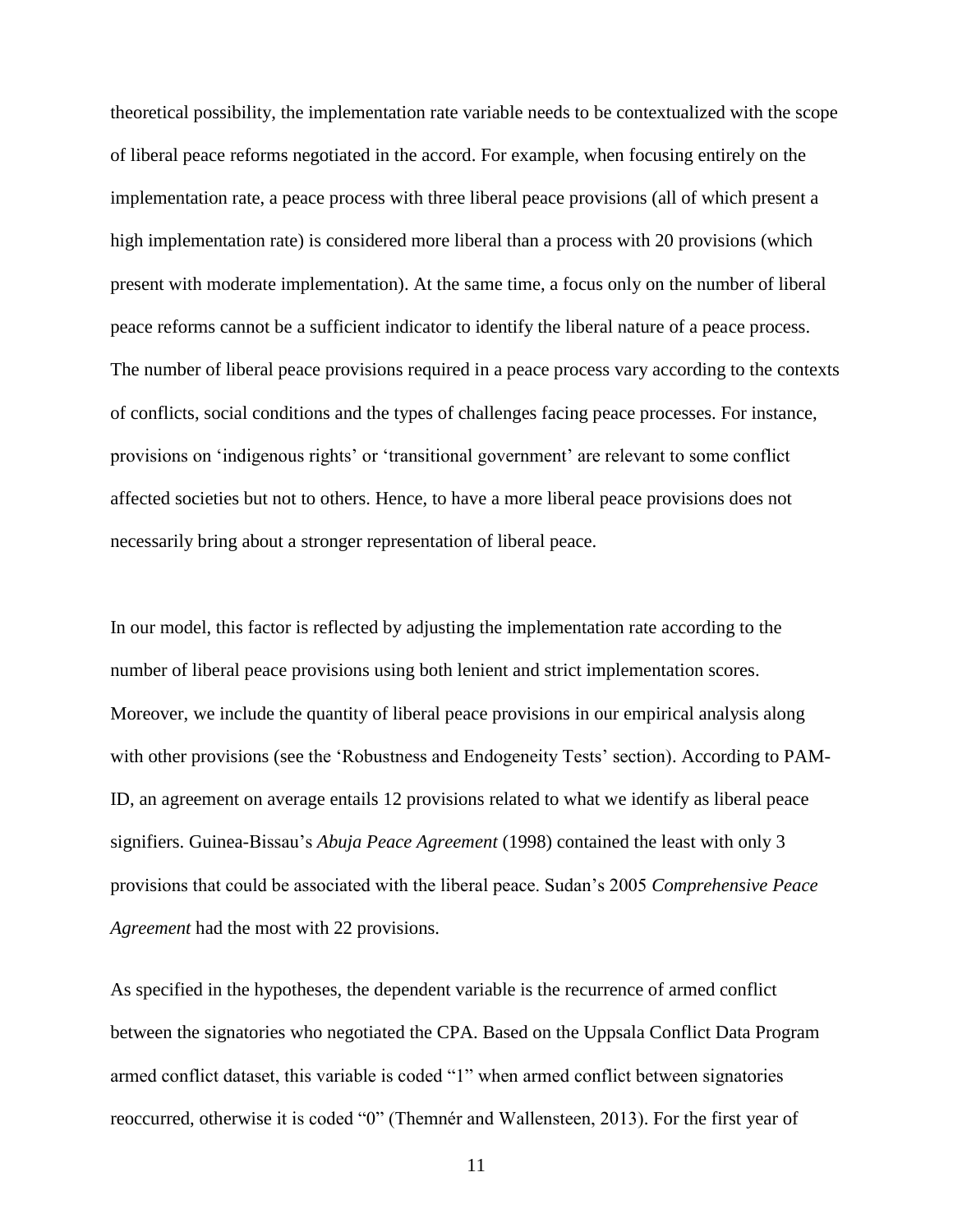theoretical possibility, the implementation rate variable needs to be contextualized with the scope of liberal peace reforms negotiated in the accord. For example, when focusing entirely on the implementation rate, a peace process with three liberal peace provisions (all of which present a high implementation rate) is considered more liberal than a process with 20 provisions (which present with moderate implementation). At the same time, a focus only on the number of liberal peace reforms cannot be a sufficient indicator to identify the liberal nature of a peace process. The number of liberal peace provisions required in a peace process vary according to the contexts of conflicts, social conditions and the types of challenges facing peace processes. For instance, provisions on 'indigenous rights' or 'transitional government' are relevant to some conflict affected societies but not to others. Hence, to have a more liberal peace provisions does not necessarily bring about a stronger representation of liberal peace.

In our model, this factor is reflected by adjusting the implementation rate according to the number of liberal peace provisions using both lenient and strict implementation scores. Moreover, we include the quantity of liberal peace provisions in our empirical analysis along with other provisions (see the 'Robustness and Endogeneity Tests' section). According to PAM-ID, an agreement on average entails 12 provisions related to what we identify as liberal peace signifiers. Guinea-Bissau's *Abuja Peace Agreement* (1998) contained the least with only 3 provisions that could be associated with the liberal peace. Sudan's 2005 *Comprehensive Peace Agreement* had the most with 22 provisions.

As specified in the hypotheses, the dependent variable is the recurrence of armed conflict between the signatories who negotiated the CPA. Based on the Uppsala Conflict Data Program armed conflict dataset, this variable is coded "1" when armed conflict between signatories reoccurred, otherwise it is coded "0" (Themnér and Wallensteen, 2013). For the first year of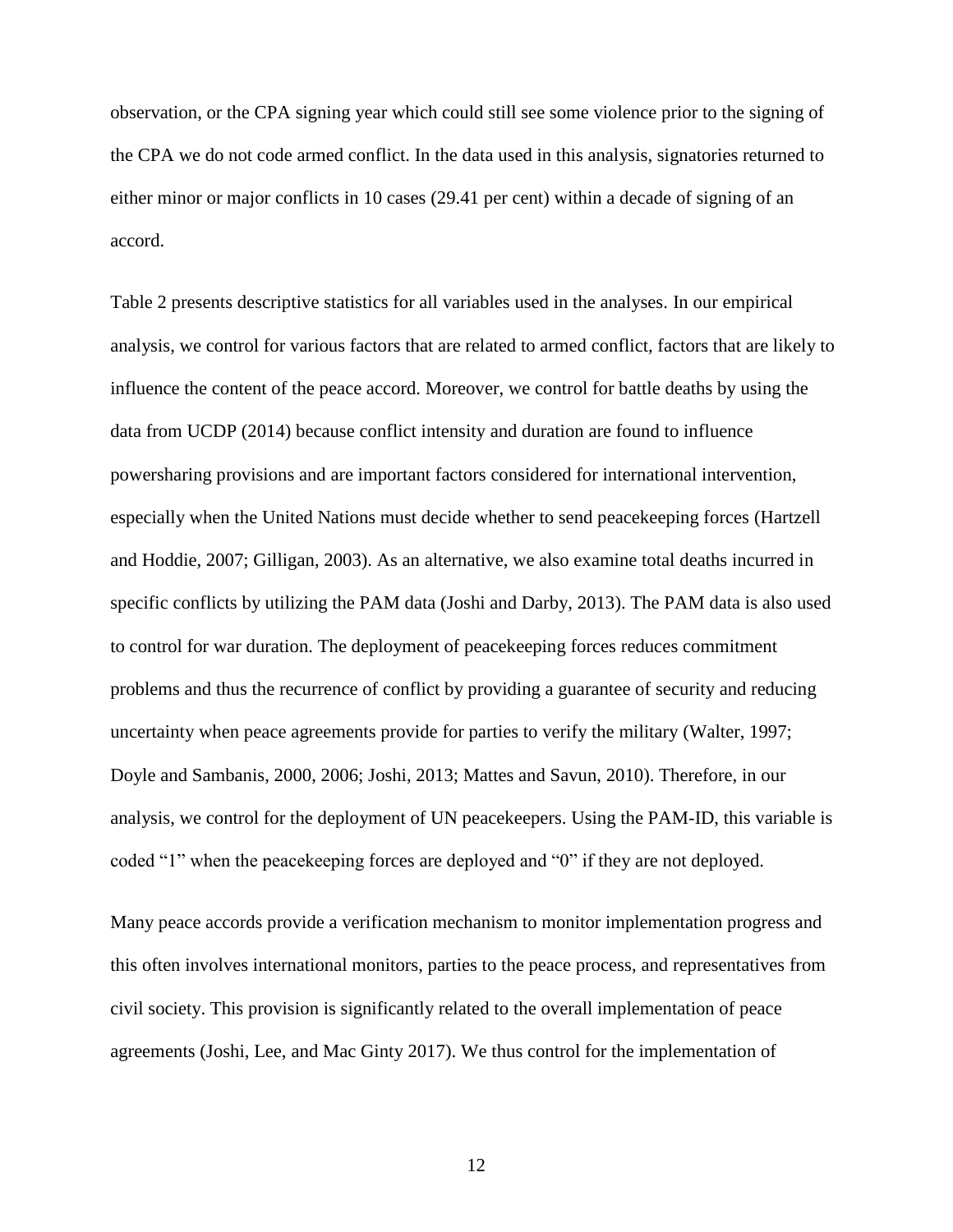observation, or the CPA signing year which could still see some violence prior to the signing of the CPA we do not code armed conflict. In the data used in this analysis, signatories returned to either minor or major conflicts in 10 cases (29.41 per cent) within a decade of signing of an accord.

Table 2 presents descriptive statistics for all variables used in the analyses. In our empirical analysis, we control for various factors that are related to armed conflict, factors that are likely to influence the content of the peace accord. Moreover, we control for battle deaths by using the data from UCDP (2014) because conflict intensity and duration are found to influence powersharing provisions and are important factors considered for international intervention, especially when the United Nations must decide whether to send peacekeeping forces (Hartzell and Hoddie, 2007; Gilligan, 2003). As an alternative, we also examine total deaths incurred in specific conflicts by utilizing the PAM data (Joshi and Darby, 2013). The PAM data is also used to control for war duration. The deployment of peacekeeping forces reduces commitment problems and thus the recurrence of conflict by providing a guarantee of security and reducing uncertainty when peace agreements provide for parties to verify the military (Walter, 1997; Doyle and Sambanis, 2000, 2006; Joshi, 2013; Mattes and Savun, 2010). Therefore, in our analysis, we control for the deployment of UN peacekeepers. Using the PAM-ID, this variable is coded "1" when the peacekeeping forces are deployed and "0" if they are not deployed.

Many peace accords provide a verification mechanism to monitor implementation progress and this often involves international monitors, parties to the peace process, and representatives from civil society. This provision is significantly related to the overall implementation of peace agreements (Joshi, Lee, and Mac Ginty 2017). We thus control for the implementation of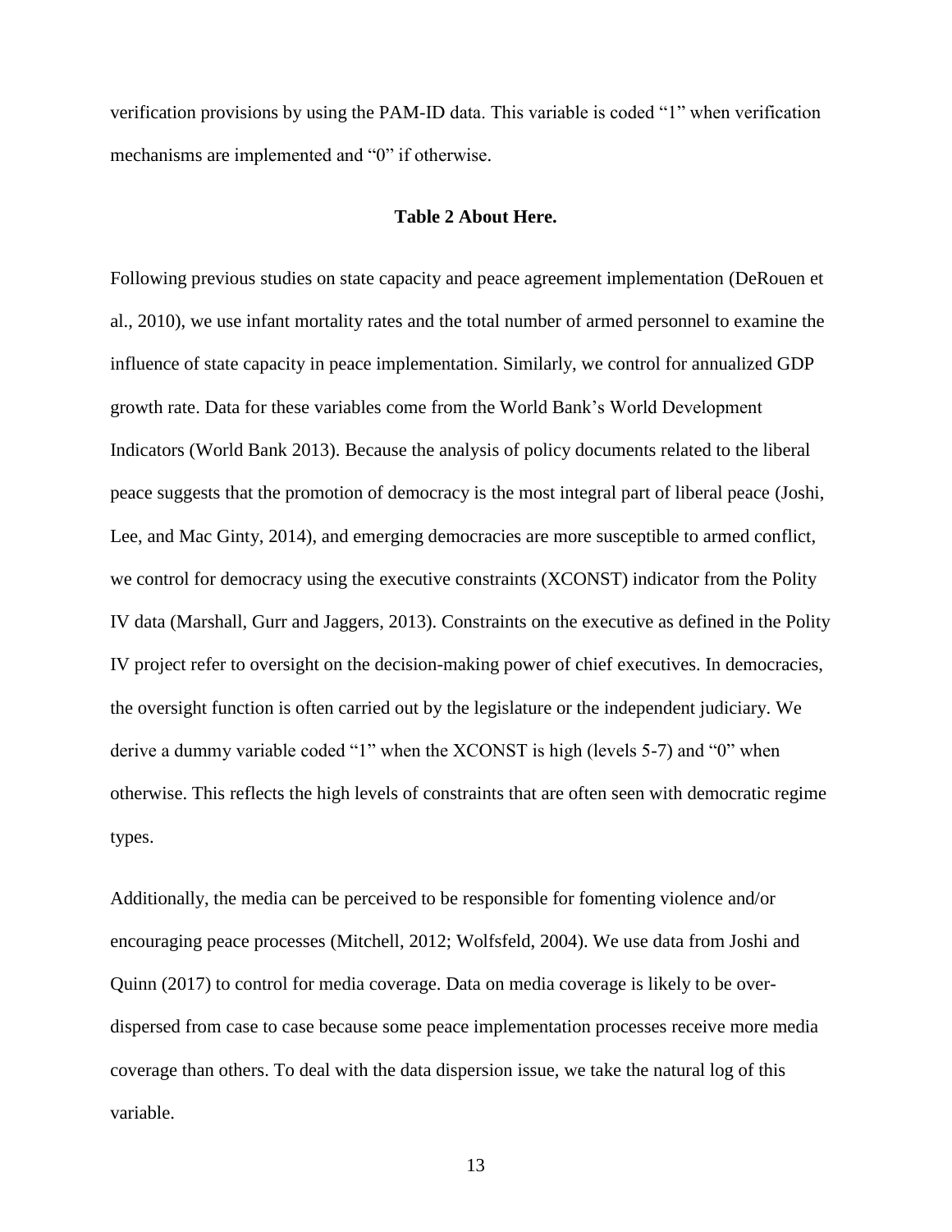verification provisions by using the PAM-ID data. This variable is coded "1" when verification mechanisms are implemented and "0" if otherwise.

**Table 2 About Here.**

Following previous studies on state capacity and peace agreement implementation (DeRouen et al., 2010), we use infant mortality rates and the total number of armed personnel to examine the influence of state capacity in peace implementation. Similarly, we control for annualized GDP growth rate. Data for these variables come from the World Bank's World Development Indicators (World Bank 2013). Because the analysis of policy documents related to the liberal peace suggests that the promotion of democracy is the most integral part of liberal peace (Joshi, Lee, and Mac Ginty, 2014), and emerging democracies are more susceptible to armed conflict, we control for democracy using the executive constraints (XCONST) indicator from the Polity IV data (Marshall, Gurr and Jaggers, 2013). Constraints on the executive as defined in the Polity IV project refer to oversight on the decision-making power of chief executives. In democracies, the oversight function is often carried out by the legislature or the independent judiciary. We derive a dummy variable coded "1" when the XCONST is high (levels 5-7) and "0" when otherwise. This reflects the high levels of constraints that are often seen with democratic regime types.

Additionally, the media can be perceived to be responsible for fomenting violence and/or encouraging peace processes (Mitchell, 2012; Wolfsfeld, 2004). We use data from Joshi and Quinn (2017) to control for media coverage. Data on media coverage is likely to be over-dispersed from case to case because some peace implementation processes receive more media coverage than others. To deal with the data dispersion issue, we take the natural log of this variable.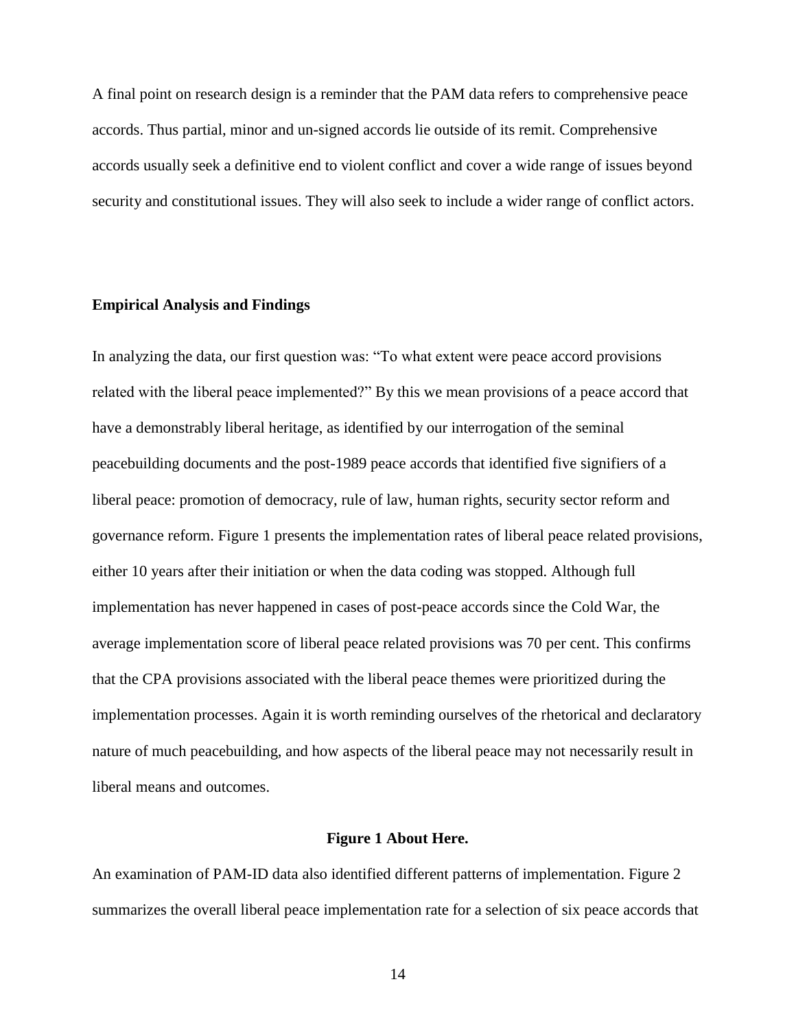A final point on research design is a reminder that the PAM data refers to comprehensive peace accords. Thus partial, minor and un-signed accords lie outside of its remit. Comprehensive accords usually seek a definitive end to violent conflict and cover a wide range of issues beyond security and constitutional issues. They will also seek to include a wider range of conflict actors.

## Empirical Analysis and Findings

In analyzing the data, our first question was: "To what extent were peace accord provisions related with the liberal peace implemented?" By this we mean provisions of a peace accord that have a demonstrably liberal heritage, as identified by our interrogation of the seminal peacebuilding documents and the post-1989 peace accords that identified five signifiers of a liberal peace: promotion of democracy, rule of law, human rights, security sector reform and governance reform. Figure 1 presents the implementation rates of liberal peace related provisions, either 10 years after their initiation or when the data coding was stopped. Although full implementation has never happened in cases of post-peace accords since the Cold War, the average implementation score of liberal peace related provisions was 70 per cent. This confirms that the CPA provisions associated with the liberal peace themes were prioritized during the implementation processes. Again it is worth reminding ourselves of the rhetorical and declaratory nature of much peacebuilding, and how aspects of the liberal peace may not necessarily result in liberal means and outcomes.

**Figure 1 About Here.**

An examination of PAM-ID data also identified different patterns of implementation. Figure 2 summarizes the overall liberal peace implementation rate for a selection of six peace accords that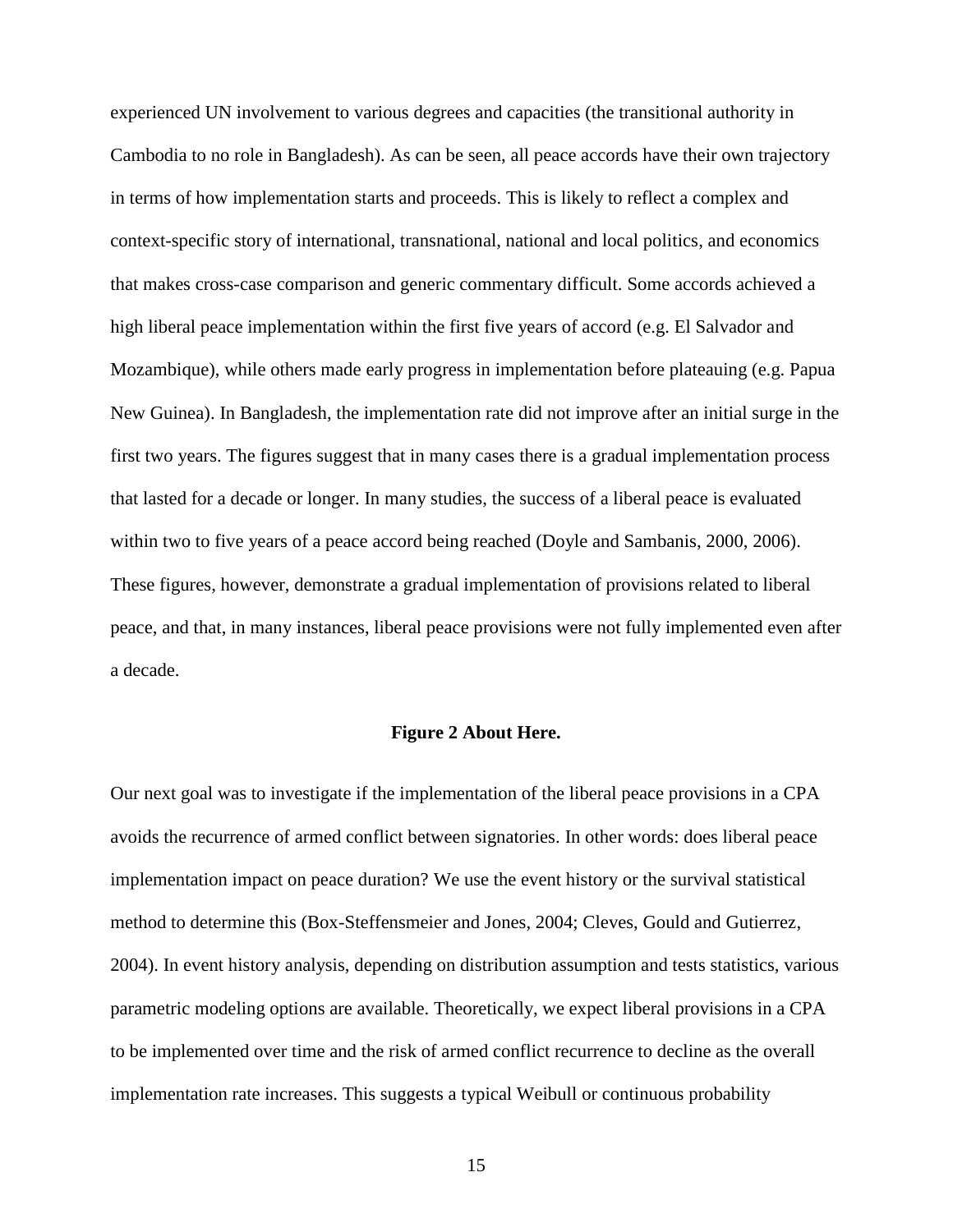experienced UN involvement to various degrees and capacities (the transitional authority in Cambodia to no role in Bangladesh). As can be seen, all peace accords have their own trajectory in terms of how implementation starts and proceeds. This is likely to reflect a complex and context-specific story of international, transnational, national and local politics, and economics that makes cross-case comparison and generic commentary difficult. Some accords achieved a high liberal peace implementation within the first five years of accord (e.g. El Salvador and Mozambique), while others made early progress in implementation before plateauing (e.g. Papua New Guinea). In Bangladesh, the implementation rate did not improve after an initial surge in the first two years. The figures suggest that in many cases there is a gradual implementation process that lasted for a decade or longer. In many studies, the success of a liberal peace is evaluated within two to five years of a peace accord being reached (Doyle and Sambanis, 2000, 2006). These figures, however, demonstrate a gradual implementation of provisions related to liberal peace, and that, in many instances, liberal peace provisions were not fully implemented even after a decade.

**Figure 2 About Here.**

Our next goal was to investigate if the implementation of the liberal peace provisions in a CPA avoids the recurrence of armed conflict between signatories. In other words: does liberal peace implementation impact on peace duration? We use the event history or the survival statistical method to determine this (Box-Steffensmeier and Jones, 2004; Cleves, Gould and Gutierrez, 2004). In event history analysis, depending on distribution assumption and tests statistics, various parametric modeling options are available. Theoretically, we expect liberal provisions in a CPA to be implemented over time and the risk of armed conflict recurrence to decline as the overall implementation rate increases. This suggests a typical Weibull or continuous probability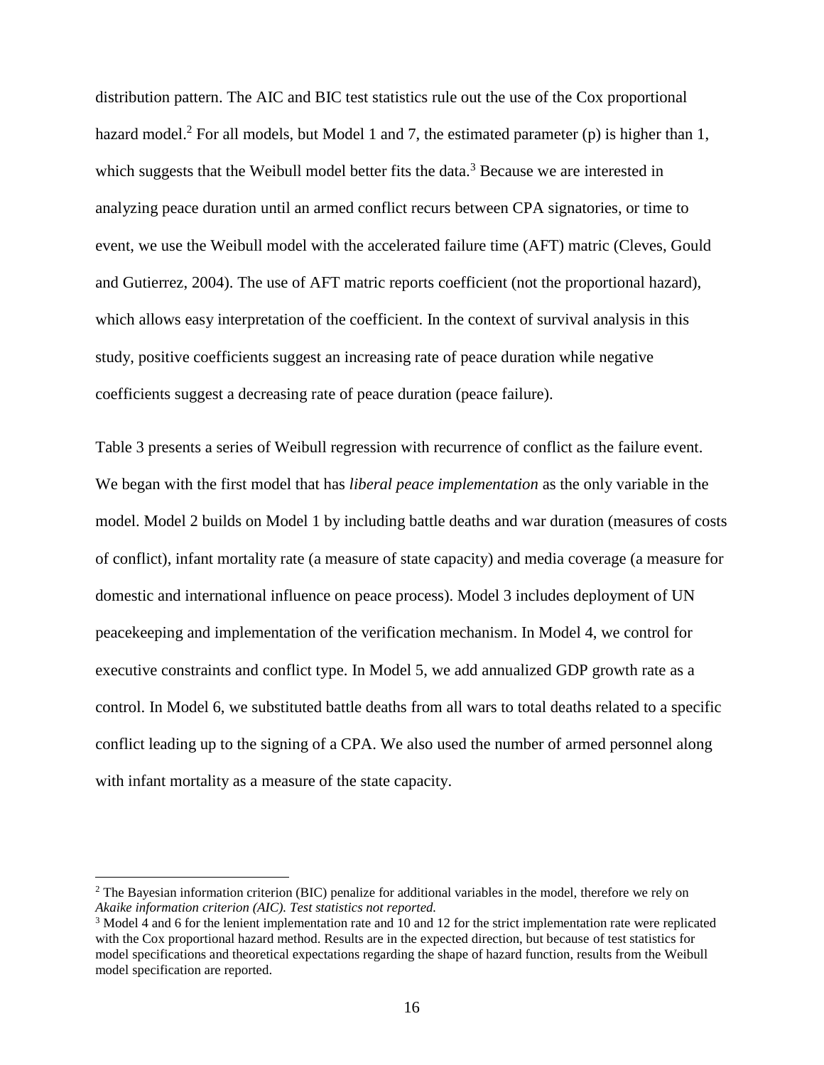distribution pattern. The AIC and BIC test statistics rule out the use of the Cox proportional hazard model.[2] For all models, but Model 1 and 7, the estimated parameter (p) is higher than 1, which suggests that the Weibull model better fits the data.[3] Because we are interested in analyzing peace duration until an armed conflict recurs between CPA signatories, or time to event, we use the Weibull model with the accelerated failure time (AFT) matric (Cleves, Gould and Gutierrez, 2004). The use of AFT matric reports coefficient (not the proportional hazard), which allows easy interpretation of the coefficient. In the context of survival analysis in this study, positive coefficients suggest an increasing rate of peace duration while negative coefficients suggest a decreasing rate of peace duration (peace failure).

Table 3 presents a series of Weibull regression with recurrence of conflict as the failure event. We began with the first model that has *liberal peace implementation* as the only variable in the model. Model 2 builds on Model 1 by including battle deaths and war duration (measures of costs of conflict), infant mortality rate (a measure of state capacity) and media coverage (a measure for domestic and international influence on peace process). Model 3 includes deployment of UN peacekeeping and implementation of the verification mechanism. In Model 4, we control for executive constraints and conflict type. In Model 5, we add annualized GDP growth rate as a control. In Model 6, we substituted battle deaths from all wars to total deaths related to a specific conflict leading up to the signing of a CPA. We also used the number of armed personnel along with infant mortality as a measure of the state capacity.

---

[2] The Bayesian information criterion (BIC) penalize for additional variables in the model, therefore we rely on *Akaike information criterion (AIC). Test statistics not reported.*

[3] Model 4 and 6 for the lenient implementation rate and 10 and 12 for the strict implementation rate were replicated with the Cox proportional hazard method. Results are in the expected direction, but because of test statistics for model specifications and theoretical expectations regarding the shape of hazard function, results from the Weibull model specification are reported.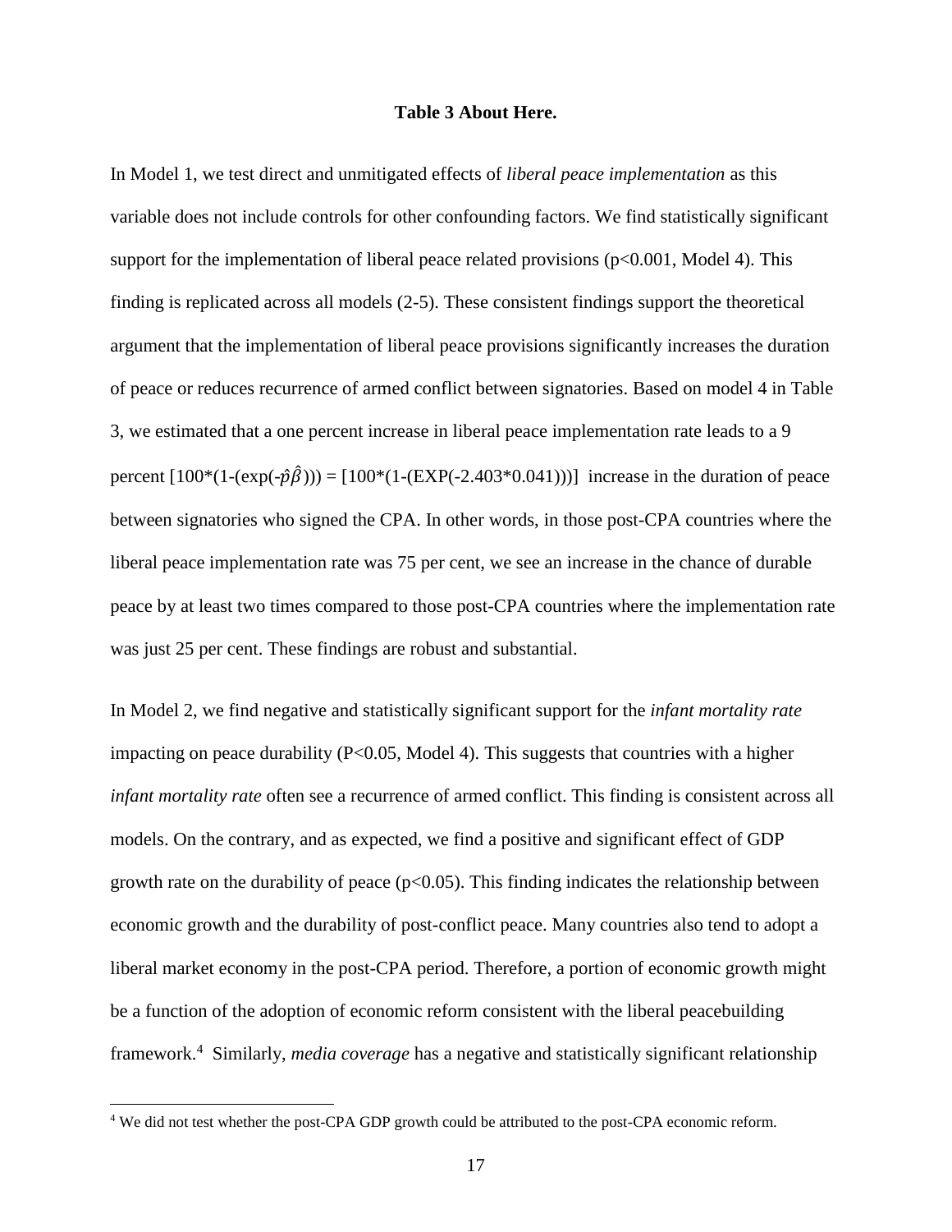**Table 3 About Here.**

In Model 1, we test direct and unmitigated effects of *liberal peace implementation* as this variable does not include controls for other confounding factors. We find statistically significant support for the implementation of liberal peace related provisions ($p<0.001$, Model 4). This finding is replicated across all models (2-5). These consistent findings support the theoretical argument that the implementation of liberal peace provisions significantly increases the duration of peace or reduces recurrence of armed conflict between signatories. Based on model 4 in Table 3, we estimated that a one percent increase in liberal peace implementation rate leads to a 9 percent $[100*(1-(\exp(-\hat{p}\hat{\beta}))) = [100*(1-(EXP(-2.403*0.041)))]$ increase in the duration of peace between signatories who signed the CPA. In other words, in those post-CPA countries where the liberal peace implementation rate was 75 per cent, we see an increase in the chance of durable peace by at least two times compared to those post-CPA countries where the implementation rate was just 25 per cent. These findings are robust and substantial.

In Model 2, we find negative and statistically significant support for the *infant mortality rate* impacting on peace durability ($P<0.05$, Model 4). This suggests that countries with a higher *infant mortality rate* often see a recurrence of armed conflict. This finding is consistent across all models. On the contrary, and as expected, we find a positive and significant effect of GDP growth rate on the durability of peace ($p<0.05$). This finding indicates the relationship between economic growth and the durability of post-conflict peace. Many countries also tend to adopt a liberal market economy in the post-CPA period. Therefore, a portion of economic growth might be a function of the adoption of economic reform consistent with the liberal peacebuilding framework.[4] Similarly, *media coverage* has a negative and statistically significant relationship

[4] We did not test whether the post-CPA GDP growth could be attributed to the post-CPA economic reform.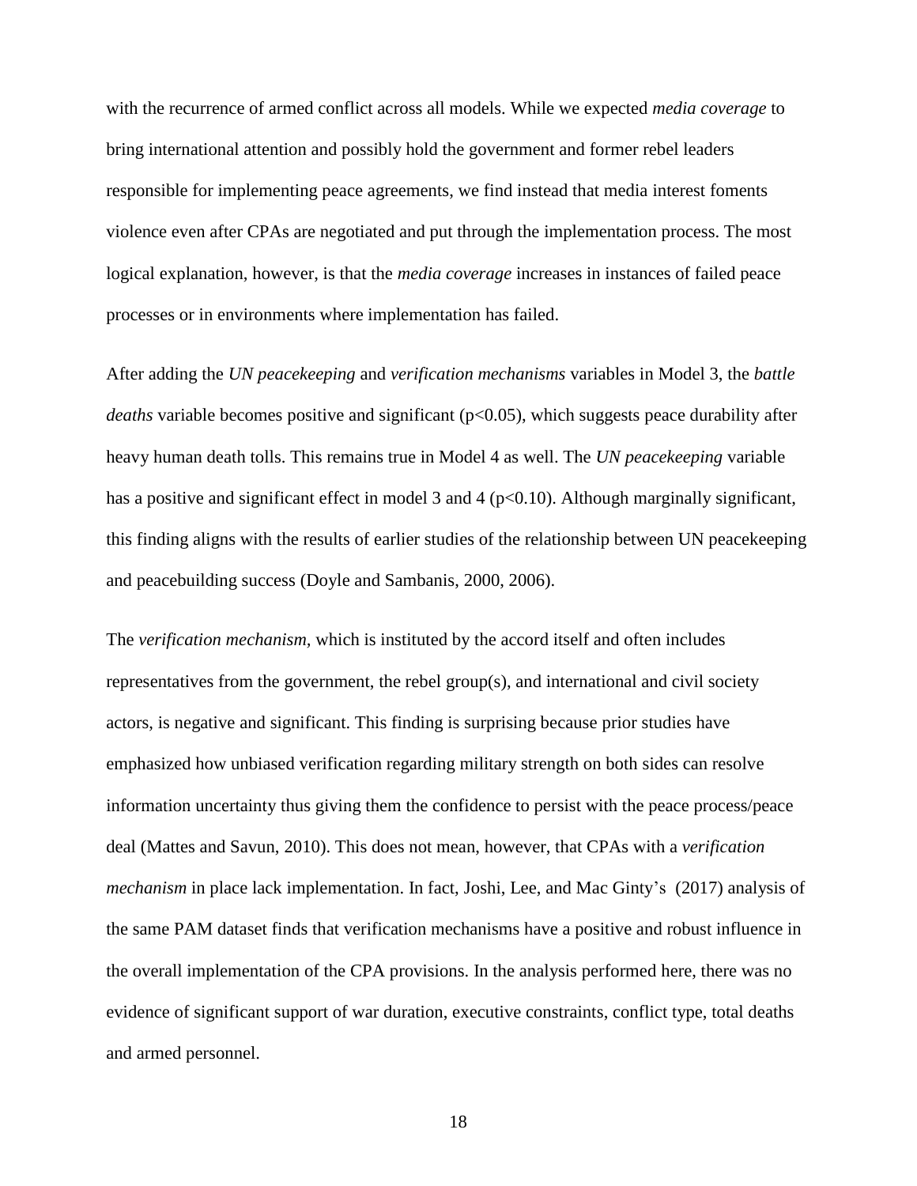with the recurrence of armed conflict across all models. While we expected *media coverage* to bring international attention and possibly hold the government and former rebel leaders responsible for implementing peace agreements, we find instead that media interest foments violence even after CPAs are negotiated and put through the implementation process. The most logical explanation, however, is that the *media coverage* increases in instances of failed peace processes or in environments where implementation has failed.

After adding the *UN peacekeeping* and *verification mechanisms* variables in Model 3, the *battle deaths* variable becomes positive and significant ($p<0.05$), which suggests peace durability after heavy human death tolls. This remains true in Model 4 as well. The *UN peacekeeping* variable has a positive and significant effect in model 3 and 4 ($p<0.10$). Although marginally significant, this finding aligns with the results of earlier studies of the relationship between UN peacekeeping and peacebuilding success (Doyle and Sambanis, 2000, 2006).

The *verification mechanism*, which is instituted by the accord itself and often includes representatives from the government, the rebel group(s), and international and civil society actors, is negative and significant. This finding is surprising because prior studies have emphasized how unbiased verification regarding military strength on both sides can resolve information uncertainty thus giving them the confidence to persist with the peace process/peace deal (Mattes and Savun, 2010). This does not mean, however, that CPAs with a *verification mechanism* in place lack implementation. In fact, Joshi, Lee, and Mac Ginty's (2017) analysis of the same PAM dataset finds that verification mechanisms have a positive and robust influence in the overall implementation of the CPA provisions. In the analysis performed here, there was no evidence of significant support of war duration, executive constraints, conflict type, total deaths and armed personnel.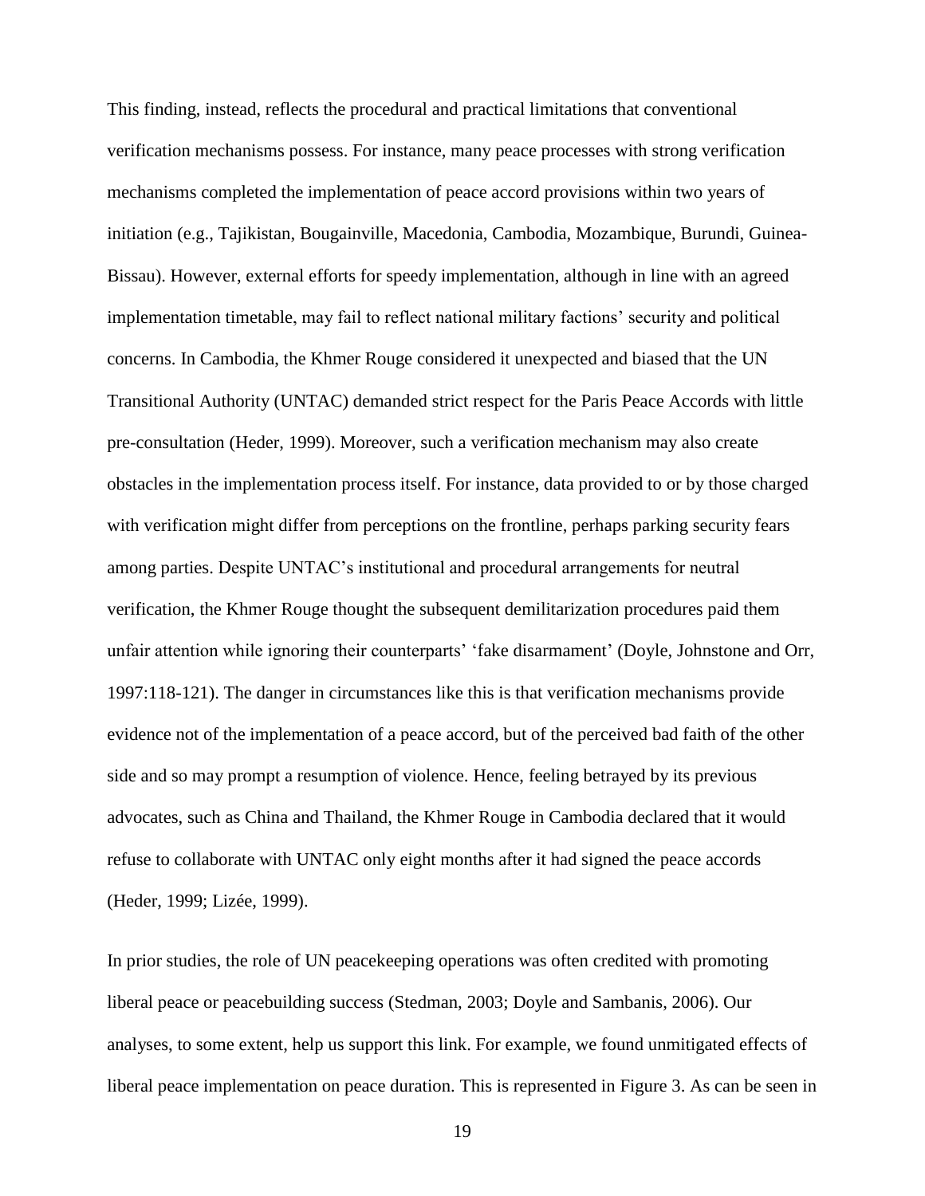This finding, instead, reflects the procedural and practical limitations that conventional verification mechanisms possess. For instance, many peace processes with strong verification mechanisms completed the implementation of peace accord provisions within two years of initiation (e.g., Tajikistan, Bougainville, Macedonia, Cambodia, Mozambique, Burundi, Guinea-Bissau). However, external efforts for speedy implementation, although in line with an agreed implementation timetable, may fail to reflect national military factions' security and political concerns. In Cambodia, the Khmer Rouge considered it unexpected and biased that the UN Transitional Authority (UNTAC) demanded strict respect for the Paris Peace Accords with little pre-consultation (Heder, 1999). Moreover, such a verification mechanism may also create obstacles in the implementation process itself. For instance, data provided to or by those charged with verification might differ from perceptions on the frontline, perhaps parking security fears among parties. Despite UNTAC's institutional and procedural arrangements for neutral verification, the Khmer Rouge thought the subsequent demilitarization procedures paid them unfair attention while ignoring their counterparts' 'fake disarmament' (Doyle, Johnstone and Orr, 1997:118-121). The danger in circumstances like this is that verification mechanisms provide evidence not of the implementation of a peace accord, but of the perceived bad faith of the other side and so may prompt a resumption of violence. Hence, feeling betrayed by its previous advocates, such as China and Thailand, the Khmer Rouge in Cambodia declared that it would refuse to collaborate with UNTAC only eight months after it had signed the peace accords (Heder, 1999; Lizée, 1999).

In prior studies, the role of UN peacekeeping operations was often credited with promoting liberal peace or peacebuilding success (Stedman, 2003; Doyle and Sambanis, 2006). Our analyses, to some extent, help us support this link. For example, we found unmitigated effects of liberal peace implementation on peace duration. This is represented in Figure 3. As can be seen in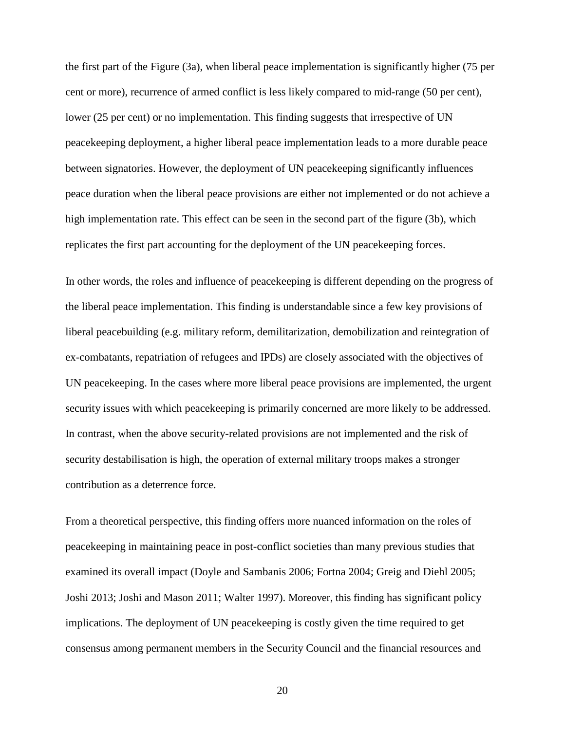the first part of the Figure (3a), when liberal peace implementation is significantly higher (75 per cent or more), recurrence of armed conflict is less likely compared to mid-range (50 per cent), lower (25 per cent) or no implementation. This finding suggests that irrespective of UN peacekeeping deployment, a higher liberal peace implementation leads to a more durable peace between signatories. However, the deployment of UN peacekeeping significantly influences peace duration when the liberal peace provisions are either not implemented or do not achieve a high implementation rate. This effect can be seen in the second part of the figure (3b), which replicates the first part accounting for the deployment of the UN peacekeeping forces.

In other words, the roles and influence of peacekeeping is different depending on the progress of the liberal peace implementation. This finding is understandable since a few key provisions of liberal peacebuilding (e.g. military reform, demilitarization, demobilization and reintegration of ex-combatants, repatriation of refugees and IPDs) are closely associated with the objectives of UN peacekeeping. In the cases where more liberal peace provisions are implemented, the urgent security issues with which peacekeeping is primarily concerned are more likely to be addressed. In contrast, when the above security-related provisions are not implemented and the risk of security destabilisation is high, the operation of external military troops makes a stronger contribution as a deterrence force.

From a theoretical perspective, this finding offers more nuanced information on the roles of peacekeeping in maintaining peace in post-conflict societies than many previous studies that examined its overall impact (Doyle and Sambanis 2006; Fortna 2004; Greig and Diehl 2005; Joshi 2013; Joshi and Mason 2011; Walter 1997). Moreover, this finding has significant policy implications. The deployment of UN peacekeeping is costly given the time required to get consensus among permanent members in the Security Council and the financial resources and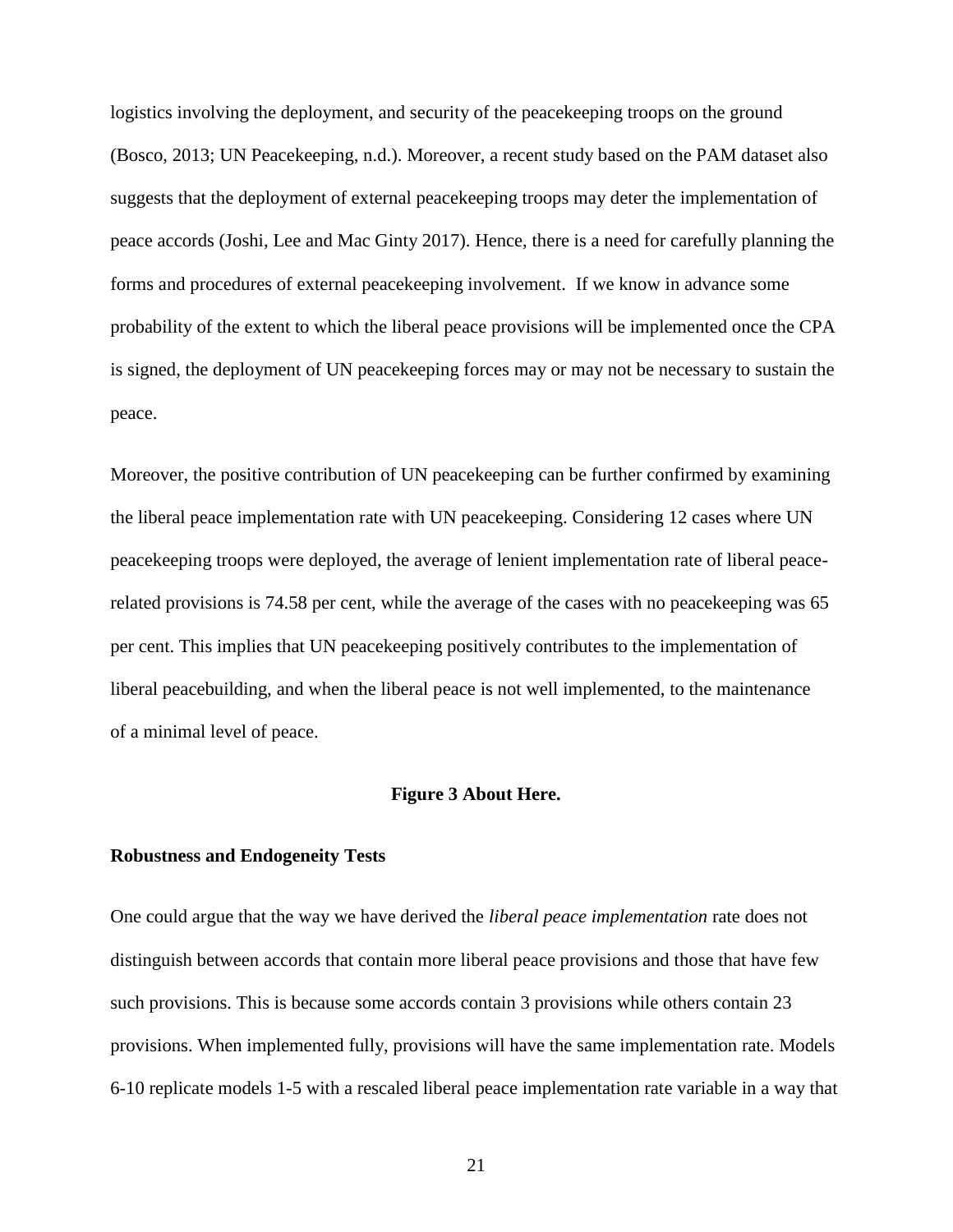logistics involving the deployment, and security of the peacekeeping troops on the ground (Bosco, 2013; UN Peacekeeping, n.d.). Moreover, a recent study based on the PAM dataset also suggests that the deployment of external peacekeeping troops may deter the implementation of peace accords (Joshi, Lee and Mac Ginty 2017). Hence, there is a need for carefully planning the forms and procedures of external peacekeeping involvement. If we know in advance some probability of the extent to which the liberal peace provisions will be implemented once the CPA is signed, the deployment of UN peacekeeping forces may or may not be necessary to sustain the peace.

Moreover, the positive contribution of UN peacekeeping can be further confirmed by examining the liberal peace implementation rate with UN peacekeeping. Considering 12 cases where UN peacekeeping troops were deployed, the average of lenient implementation rate of liberal peace-related provisions is 74.58 per cent, while the average of the cases with no peacekeeping was 65 per cent. This implies that UN peacekeeping positively contributes to the implementation of liberal peacebuilding, and when the liberal peace is not well implemented, to the maintenance of a minimal level of peace.

**Figure 3 About Here.**

**Robustness and Endogeneity Tests**

One could argue that the way we have derived the *liberal peace implementation* rate does not distinguish between accords that contain more liberal peace provisions and those that have few such provisions. This is because some accords contain 3 provisions while others contain 23 provisions. When implemented fully, provisions will have the same implementation rate. Models 6-10 replicate models 1-5 with a rescaled liberal peace implementation rate variable in a way that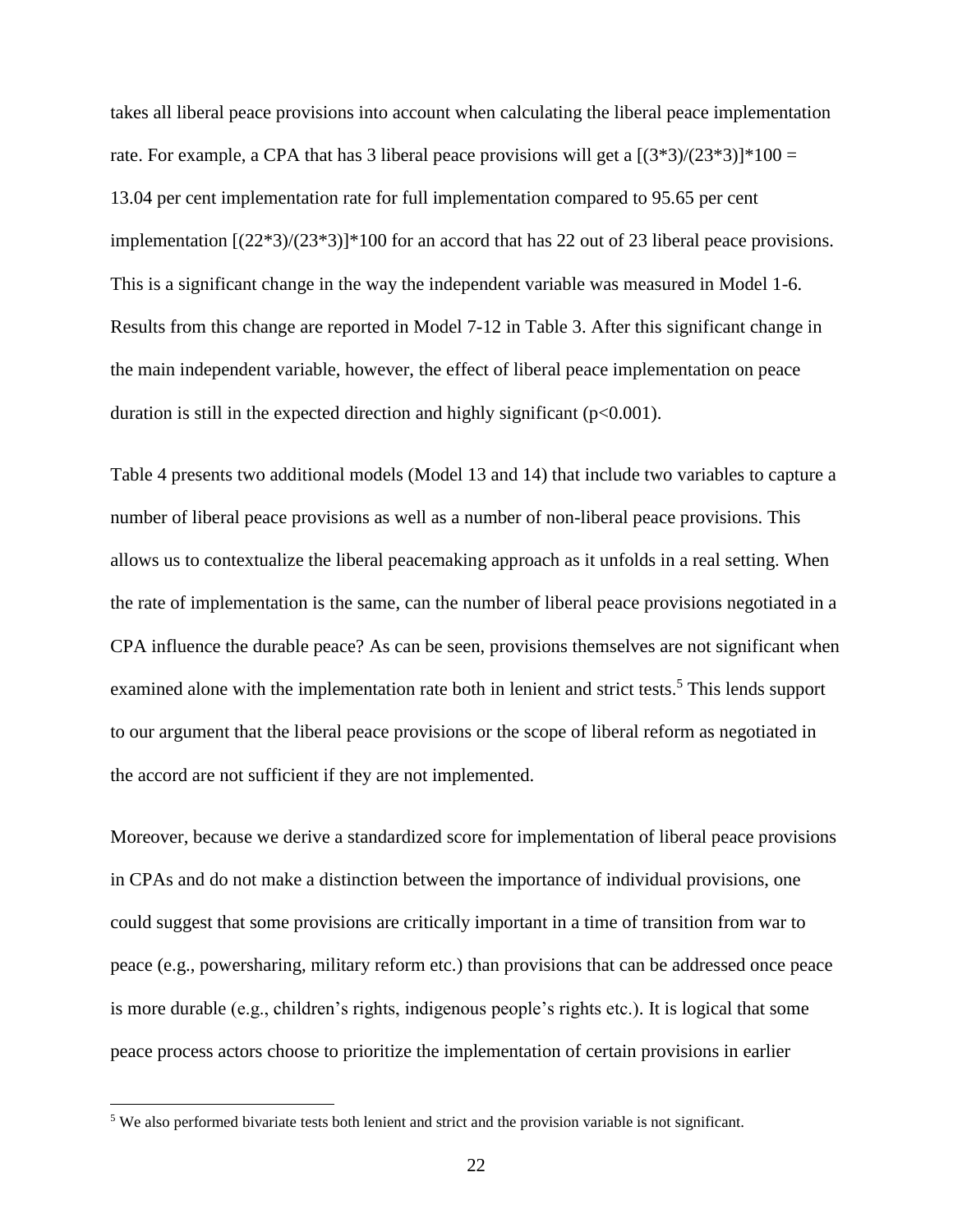takes all liberal peace provisions into account when calculating the liberal peace implementation rate. For example, a CPA that has 3 liberal peace provisions will get a $[(3*3)/(23*3)]*100 =$ 13.04 per cent implementation rate for full implementation compared to 95.65 per cent implementation $[(22*3)/(23*3)]*100$ for an accord that has 22 out of 23 liberal peace provisions. This is a significant change in the way the independent variable was measured in Model 1-6. Results from this change are reported in Model 7-12 in Table 3. After this significant change in the main independent variable, however, the effect of liberal peace implementation on peace duration is still in the expected direction and highly significant ($p<0.001$).

Table 4 presents two additional models (Model 13 and 14) that include two variables to capture a number of liberal peace provisions as well as a number of non-liberal peace provisions. This allows us to contextualize the liberal peacemaking approach as it unfolds in a real setting. When the rate of implementation is the same, can the number of liberal peace provisions negotiated in a CPA influence the durable peace? As can be seen, provisions themselves are not significant when examined alone with the implementation rate both in lenient and strict tests.[5] This lends support to our argument that the liberal peace provisions or the scope of liberal reform as negotiated in the accord are not sufficient if they are not implemented.

Moreover, because we derive a standardized score for implementation of liberal peace provisions in CPAs and do not make a distinction between the importance of individual provisions, one could suggest that some provisions are critically important in a time of transition from war to peace (e.g., powersharing, military reform etc.) than provisions that can be addressed once peace is more durable (e.g., children's rights, indigenous people's rights etc.). It is logical that some peace process actors choose to prioritize the implementation of certain provisions in earlier

[5] We also performed bivariate tests both lenient and strict and the provision variable is not significant.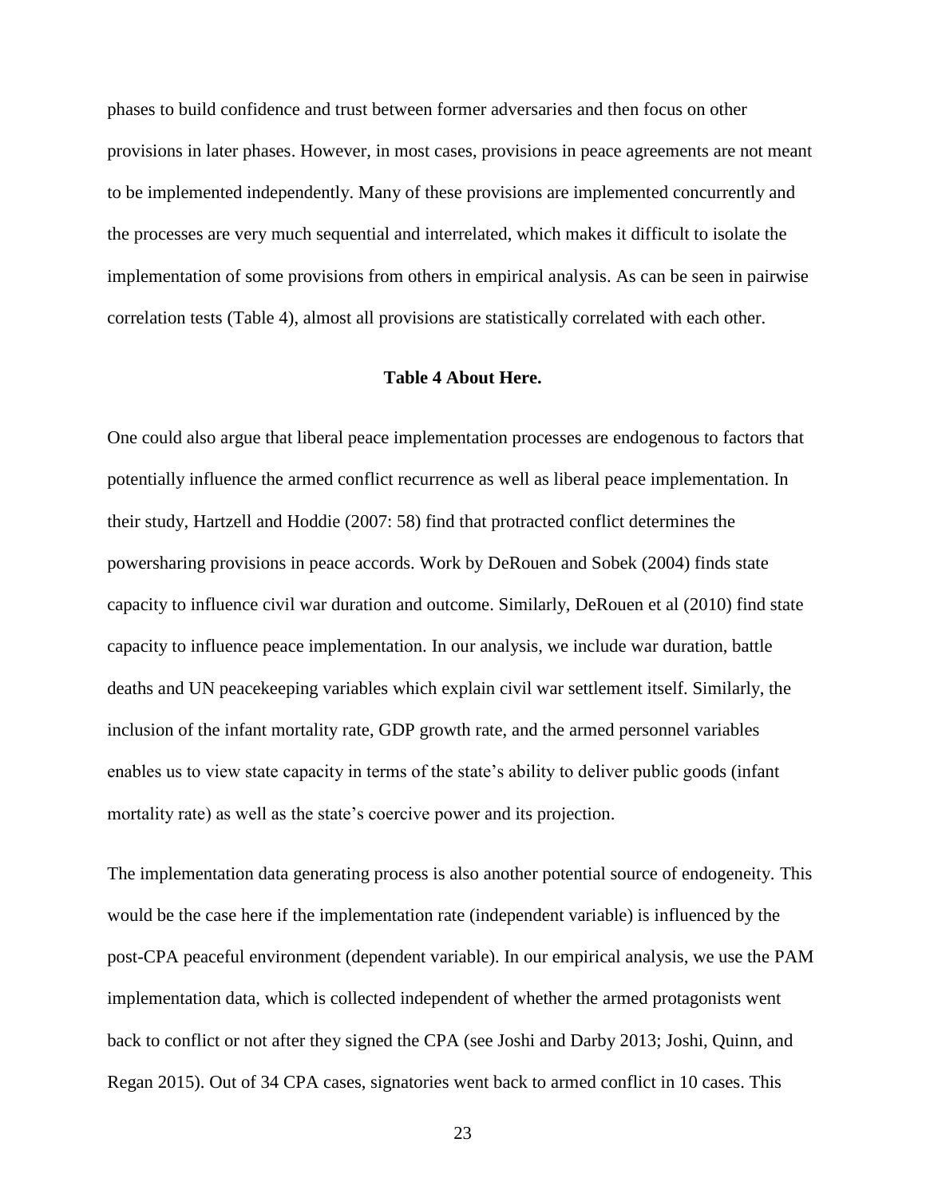phases to build confidence and trust between former adversaries and then focus on other provisions in later phases. However, in most cases, provisions in peace agreements are not meant to be implemented independently. Many of these provisions are implemented concurrently and the processes are very much sequential and interrelated, which makes it difficult to isolate the implementation of some provisions from others in empirical analysis. As can be seen in pairwise correlation tests (Table 4), almost all provisions are statistically correlated with each other.

**Table 4 About Here.**

One could also argue that liberal peace implementation processes are endogenous to factors that potentially influence the armed conflict recurrence as well as liberal peace implementation. In their study, Hartzell and Hoddie (2007: 58) find that protracted conflict determines the powersharing provisions in peace accords. Work by DeRouen and Sobek (2004) finds state capacity to influence civil war duration and outcome. Similarly, DeRouen et al (2010) find state capacity to influence peace implementation. In our analysis, we include war duration, battle deaths and UN peacekeeping variables which explain civil war settlement itself. Similarly, the inclusion of the infant mortality rate, GDP growth rate, and the armed personnel variables enables us to view state capacity in terms of the state's ability to deliver public goods (infant mortality rate) as well as the state's coercive power and its projection.

The implementation data generating process is also another potential source of endogeneity. This would be the case here if the implementation rate (independent variable) is influenced by the post-CPA peaceful environment (dependent variable). In our empirical analysis, we use the PAM implementation data, which is collected independent of whether the armed protagonists went back to conflict or not after they signed the CPA (see Joshi and Darby 2013; Joshi, Quinn, and Regan 2015). Out of 34 CPA cases, signatories went back to armed conflict in 10 cases. This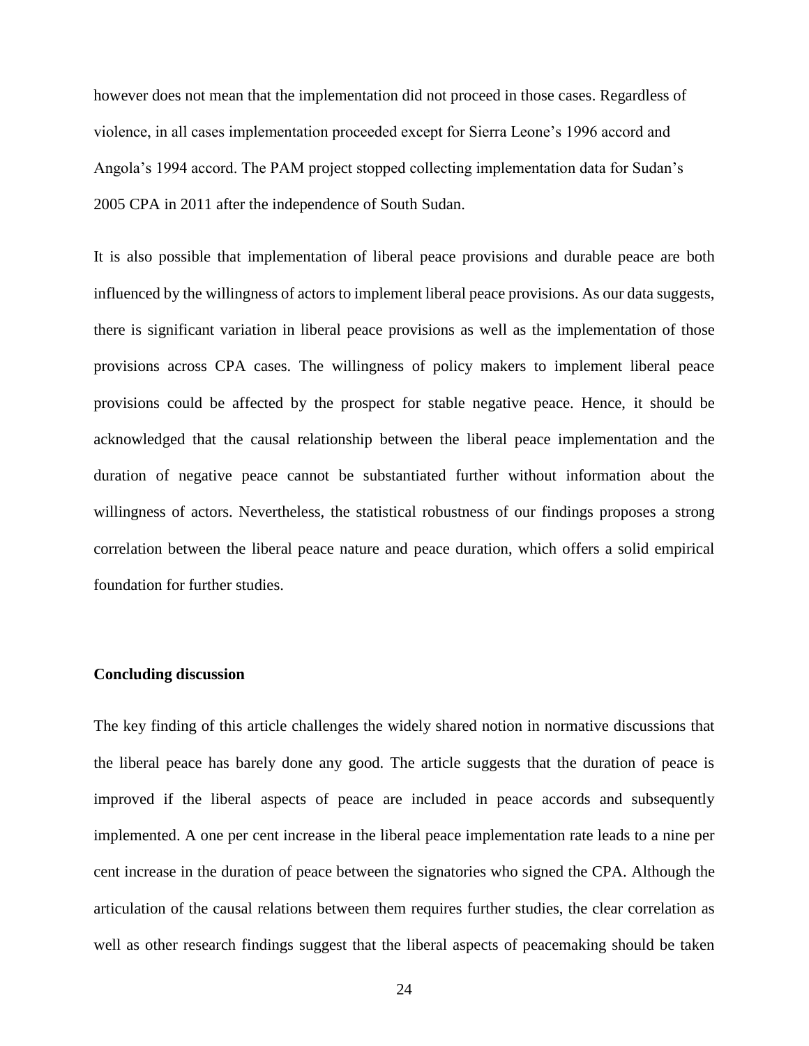however does not mean that the implementation did not proceed in those cases. Regardless of violence, in all cases implementation proceeded except for Sierra Leone's 1996 accord and Angola's 1994 accord. The PAM project stopped collecting implementation data for Sudan's 2005 CPA in 2011 after the independence of South Sudan.

It is also possible that implementation of liberal peace provisions and durable peace are both influenced by the willingness of actors to implement liberal peace provisions. As our data suggests, there is significant variation in liberal peace provisions as well as the implementation of those provisions across CPA cases. The willingness of policy makers to implement liberal peace provisions could be affected by the prospect for stable negative peace. Hence, it should be acknowledged that the causal relationship between the liberal peace implementation and the duration of negative peace cannot be substantiated further without information about the willingness of actors. Nevertheless, the statistical robustness of our findings proposes a strong correlation between the liberal peace nature and peace duration, which offers a solid empirical foundation for further studies.

## Concluding discussion

The key finding of this article challenges the widely shared notion in normative discussions that the liberal peace has barely done any good. The article suggests that the duration of peace is improved if the liberal aspects of peace are included in peace accords and subsequently implemented. A one per cent increase in the liberal peace implementation rate leads to a nine per cent increase in the duration of peace between the signatories who signed the CPA. Although the articulation of the causal relations between them requires further studies, the clear correlation as well as other research findings suggest that the liberal aspects of peacemaking should be taken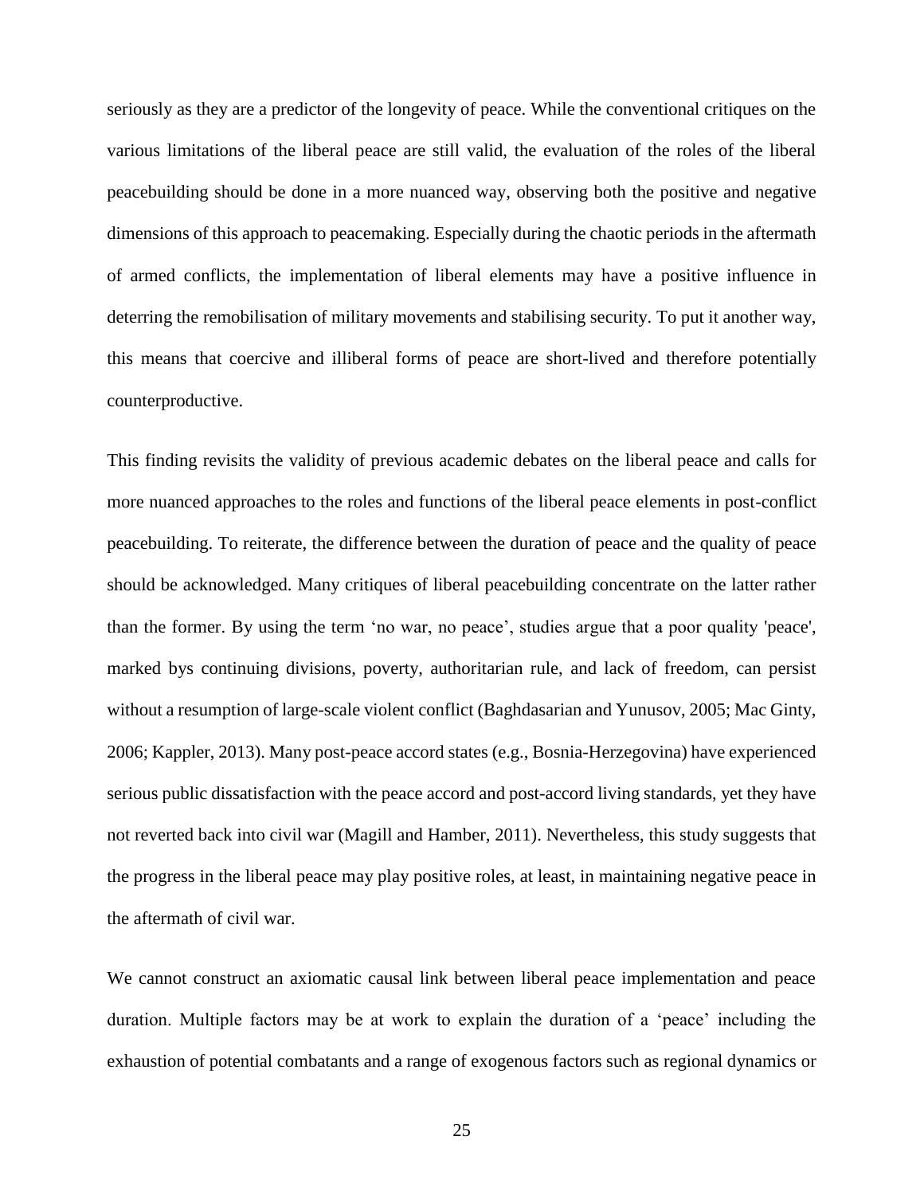seriously as they are a predictor of the longevity of peace. While the conventional critiques on the various limitations of the liberal peace are still valid, the evaluation of the roles of the liberal peacebuilding should be done in a more nuanced way, observing both the positive and negative dimensions of this approach to peacemaking. Especially during the chaotic periods in the aftermath of armed conflicts, the implementation of liberal elements may have a positive influence in deterring the remobilisation of military movements and stabilising security. To put it another way, this means that coercive and illiberal forms of peace are short-lived and therefore potentially counterproductive.

This finding revisits the validity of previous academic debates on the liberal peace and calls for more nuanced approaches to the roles and functions of the liberal peace elements in post-conflict peacebuilding. To reiterate, the difference between the duration of peace and the quality of peace should be acknowledged. Many critiques of liberal peacebuilding concentrate on the latter rather than the former. By using the term 'no war, no peace', studies argue that a poor quality 'peace', marked bys continuing divisions, poverty, authoritarian rule, and lack of freedom, can persist without a resumption of large-scale violent conflict (Baghdasarian and Yunusov, 2005; Mac Ginty, 2006; Kappler, 2013). Many post-peace accord states (e.g., Bosnia-Herzegovina) have experienced serious public dissatisfaction with the peace accord and post-accord living standards, yet they have not reverted back into civil war (Magill and Hamber, 2011). Nevertheless, this study suggests that the progress in the liberal peace may play positive roles, at least, in maintaining negative peace in the aftermath of civil war.

We cannot construct an axiomatic causal link between liberal peace implementation and peace duration. Multiple factors may be at work to explain the duration of a 'peace' including the exhaustion of potential combatants and a range of exogenous factors such as regional dynamics or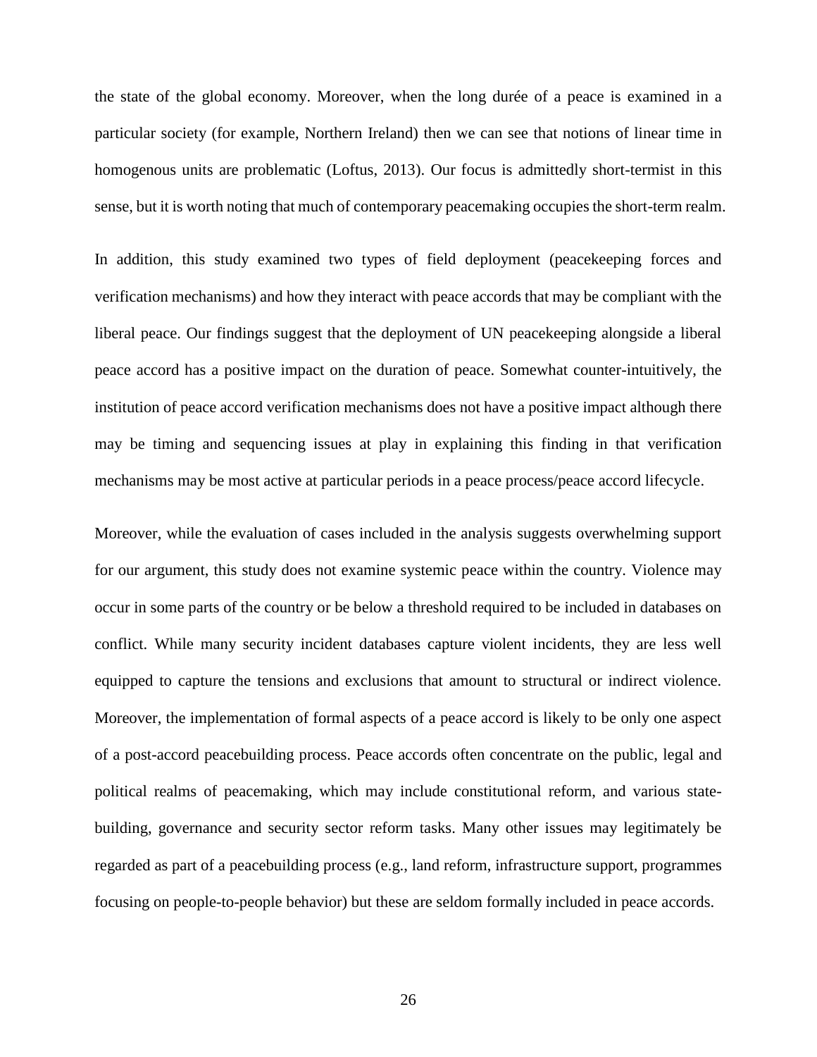the state of the global economy. Moreover, when the long durée of a peace is examined in a particular society (for example, Northern Ireland) then we can see that notions of linear time in homogenous units are problematic (Loftus, 2013). Our focus is admittedly short-termist in this sense, but it is worth noting that much of contemporary peacemaking occupies the short-term realm.

In addition, this study examined two types of field deployment (peacekeeping forces and verification mechanisms) and how they interact with peace accords that may be compliant with the liberal peace. Our findings suggest that the deployment of UN peacekeeping alongside a liberal peace accord has a positive impact on the duration of peace. Somewhat counter-intuitively, the institution of peace accord verification mechanisms does not have a positive impact although there may be timing and sequencing issues at play in explaining this finding in that verification mechanisms may be most active at particular periods in a peace process/peace accord lifecycle.

Moreover, while the evaluation of cases included in the analysis suggests overwhelming support for our argument, this study does not examine systemic peace within the country. Violence may occur in some parts of the country or be below a threshold required to be included in databases on conflict. While many security incident databases capture violent incidents, they are less well equipped to capture the tensions and exclusions that amount to structural or indirect violence. Moreover, the implementation of formal aspects of a peace accord is likely to be only one aspect of a post-accord peacebuilding process. Peace accords often concentrate on the public, legal and political realms of peacemaking, which may include constitutional reform, and various state-building, governance and security sector reform tasks. Many other issues may legitimately be regarded as part of a peacebuilding process (e.g., land reform, infrastructure support, programmes focusing on people-to-people behavior) but these are seldom formally included in peace accords.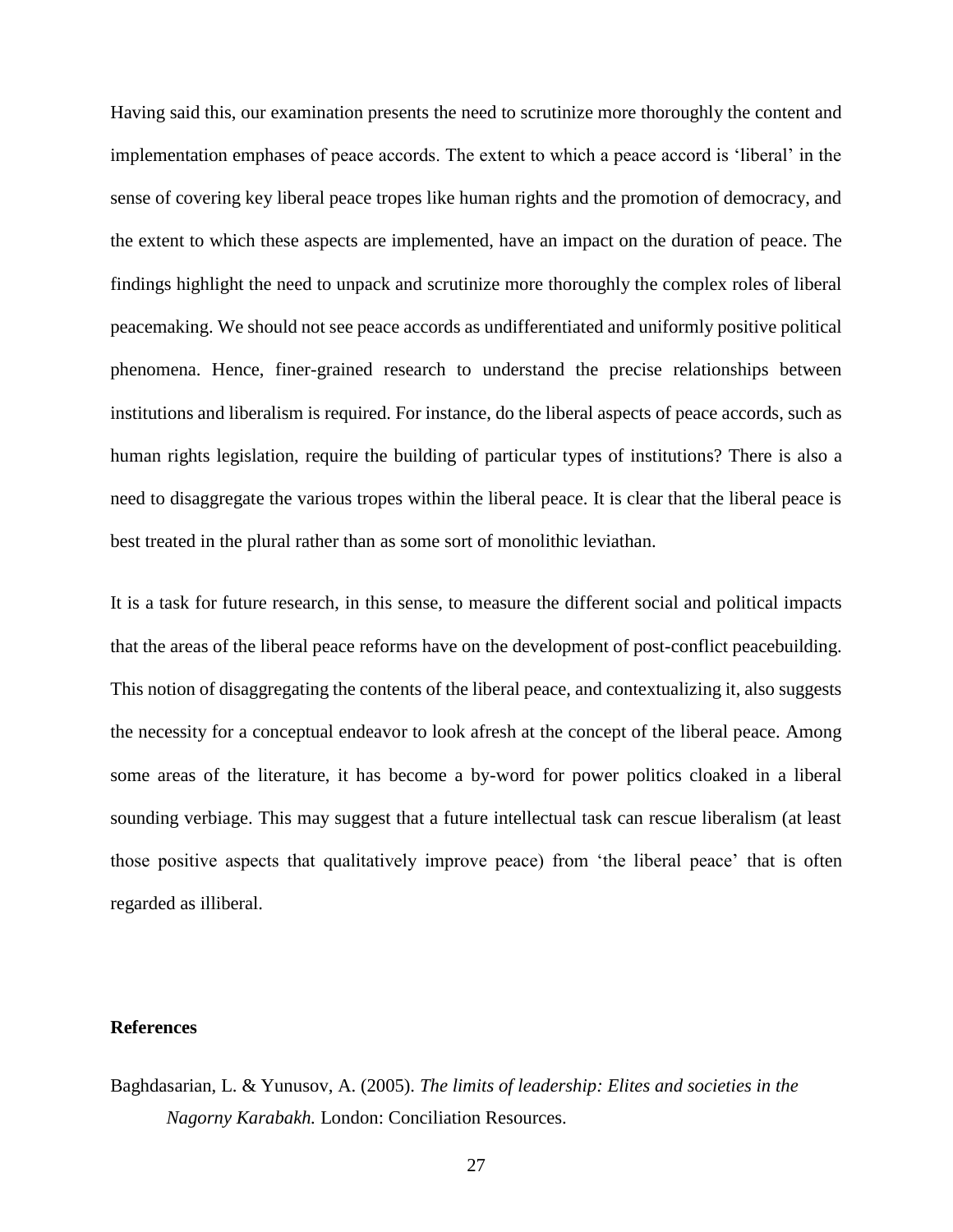Having said this, our examination presents the need to scrutinize more thoroughly the content and implementation emphases of peace accords. The extent to which a peace accord is 'liberal' in the sense of covering key liberal peace tropes like human rights and the promotion of democracy, and the extent to which these aspects are implemented, have an impact on the duration of peace. The findings highlight the need to unpack and scrutinize more thoroughly the complex roles of liberal peacemaking. We should not see peace accords as undifferentiated and uniformly positive political phenomena. Hence, finer-grained research to understand the precise relationships between institutions and liberalism is required. For instance, do the liberal aspects of peace accords, such as human rights legislation, require the building of particular types of institutions? There is also a need to disaggregate the various tropes within the liberal peace. It is clear that the liberal peace is best treated in the plural rather than as some sort of monolithic leviathan.

It is a task for future research, in this sense, to measure the different social and political impacts that the areas of the liberal peace reforms have on the development of post-conflict peacebuilding. This notion of disaggregating the contents of the liberal peace, and contextualizing it, also suggests the necessity for a conceptual endeavor to look afresh at the concept of the liberal peace. Among some areas of the literature, it has become a by-word for power politics cloaked in a liberal sounding verbiage. This may suggest that a future intellectual task can rescue liberalism (at least those positive aspects that qualitatively improve peace) from 'the liberal peace' that is often regarded as illiberal.

## References

Baghdasarian, L. & Yunusov, A. (2005). *The limits of leadership: Elites and societies in the Nagorny Karabakh.* London: Conciliation Resources.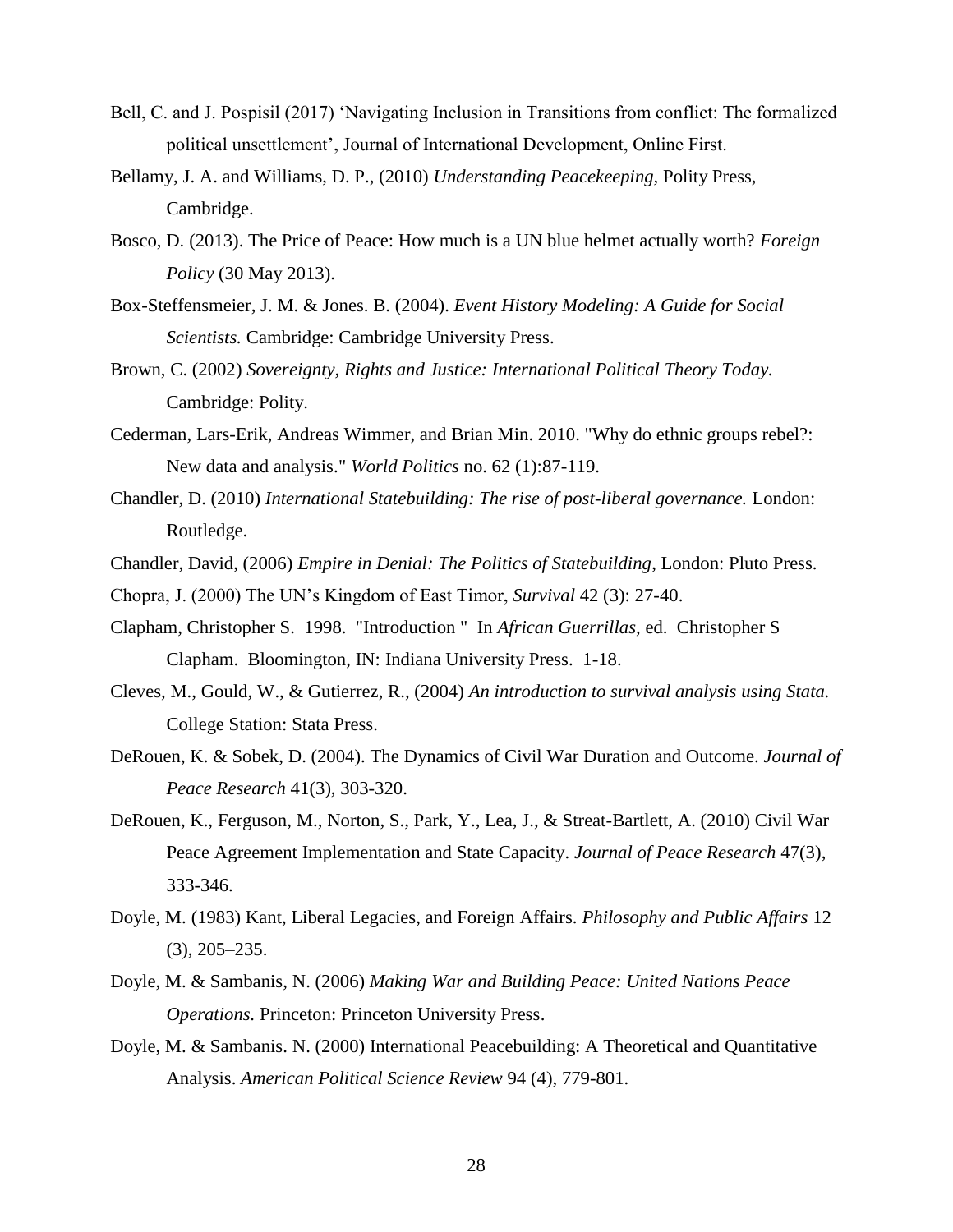Bell, C. and J. Pospisil (2017) 'Navigating Inclusion in Transitions from conflict: The formalized political unsettlement', Journal of International Development, Online First.

Bellamy, J. A. and Williams, D. P., (2010) *Understanding Peacekeeping,* Polity Press, Cambridge.

Bosco, D. (2013). The Price of Peace: How much is a UN blue helmet actually worth? *Foreign Policy* (30 May 2013).

Box-Steffensmeier, J. M. & Jones. B. (2004). *Event History Modeling: A Guide for Social Scientists.* Cambridge: Cambridge University Press.

Brown, C. (2002) *Sovereignty, Rights and Justice: International Political Theory Today.* Cambridge: Polity.

Cederman, Lars-Erik, Andreas Wimmer, and Brian Min. 2010. "Why do ethnic groups rebel?: New data and analysis." *World Politics* no. 62 (1):87-119.

Chandler, D. (2010) *International Statebuilding: The rise of post-liberal governance.* London: Routledge.

Chandler, David, (2006) *Empire in Denial: The Politics of Statebuilding*, London: Pluto Press.

Chopra, J. (2000) The UN's Kingdom of East Timor, *Survival* 42 (3): 27-40.

Clapham, Christopher S. 1998. "Introduction " In *African Guerrillas*, ed. Christopher S Clapham. Bloomington, IN: Indiana University Press. 1-18.

Cleves, M., Gould, W., & Gutierrez, R., (2004) *An introduction to survival analysis using Stata.* College Station: Stata Press.

DeRouen, K. & Sobek, D. (2004). The Dynamics of Civil War Duration and Outcome. *Journal of Peace Research* 41(3), 303-320.

DeRouen, K., Ferguson, M., Norton, S., Park, Y., Lea, J., & Streat-Bartlett, A. (2010) Civil War Peace Agreement Implementation and State Capacity. *Journal of Peace Research* 47(3), 333-346.

Doyle, M. (1983) Kant, Liberal Legacies, and Foreign Affairs. *Philosophy and Public Affairs* 12 (3), 205–235.

Doyle, M. & Sambanis, N. (2006) *Making War and Building Peace: United Nations Peace Operations.* Princeton: Princeton University Press.

Doyle, M. & Sambanis. N. (2000) International Peacebuilding: A Theoretical and Quantitative Analysis. *American Political Science Review* 94 (4), 779-801.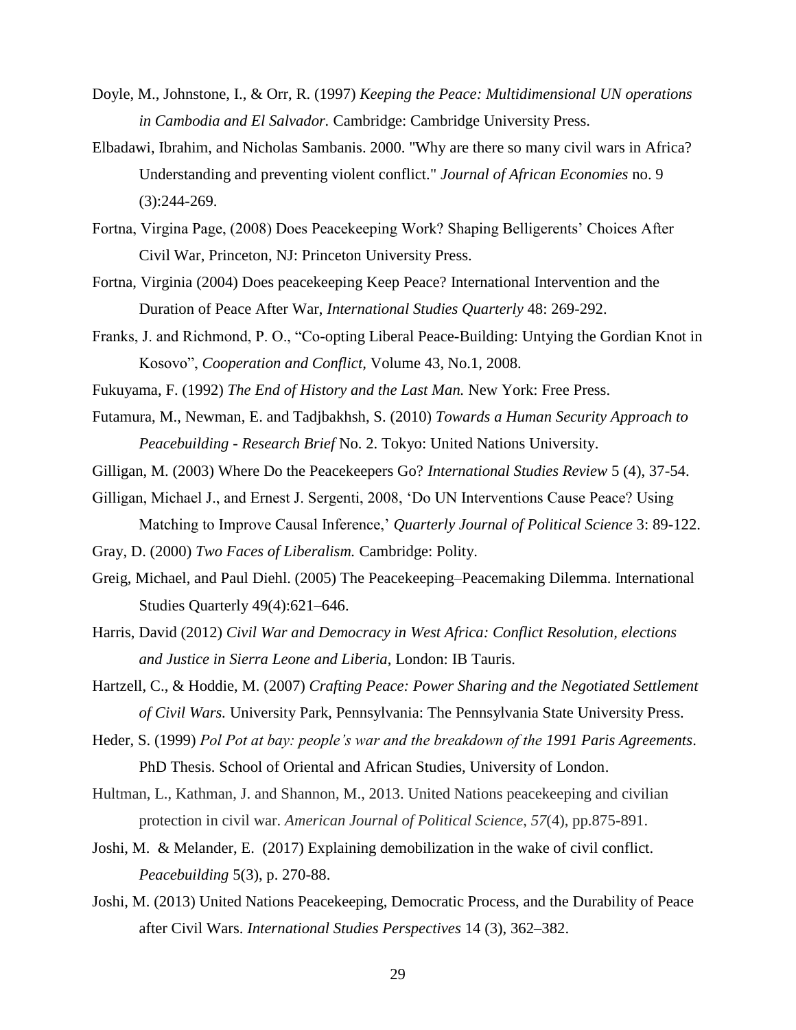Doyle, M., Johnstone, I., & Orr, R. (1997) *Keeping the Peace: Multidimensional UN operations in Cambodia and El Salvador.* Cambridge: Cambridge University Press.

Elbadawi, Ibrahim, and Nicholas Sambanis. 2000. "Why are there so many civil wars in Africa? Understanding and preventing violent conflict." *Journal of African Economies* no. 9 (3):244-269.

Fortna, Virgina Page, (2008) Does Peacekeeping Work? Shaping Belligerents' Choices After Civil War, Princeton, NJ: Princeton University Press.

Fortna, Virginia (2004) Does peacekeeping Keep Peace? International Intervention and the Duration of Peace After War, *International Studies Quarterly* 48: 269-292.

Franks, J. and Richmond, P. O., "Co-opting Liberal Peace-Building: Untying the Gordian Knot in Kosovo", *Cooperation and Conflict,* Volume 43, No.1, 2008.

Fukuyama, F. (1992) *The End of History and the Last Man.* New York: Free Press.

Futamura, M., Newman, E. and Tadjbakhsh, S. (2010) *Towards a Human Security Approach to Peacebuilding - Research Brief* No. 2. Tokyo: United Nations University.

Gilligan, M. (2003) Where Do the Peacekeepers Go? *International Studies Review* 5 (4), 37-54.

Gilligan, Michael J., and Ernest J. Sergenti, 2008, 'Do UN Interventions Cause Peace? Using Matching to Improve Causal Inference,' *Quarterly Journal of Political Science* 3: 89-122.

Gray, D. (2000) *Two Faces of Liberalism.* Cambridge: Polity.

Greig, Michael, and Paul Diehl. (2005) The Peacekeeping–Peacemaking Dilemma. International Studies Quarterly 49(4):621–646.

Harris, David (2012) *Civil War and Democracy in West Africa: Conflict Resolution, elections and Justice in Sierra Leone and Liberia*, London: IB Tauris.

Hartzell, C., & Hoddie, M. (2007) *Crafting Peace: Power Sharing and the Negotiated Settlement of Civil Wars.* University Park, Pennsylvania: The Pennsylvania State University Press.

Heder, S. (1999) *Pol Pot at bay: people's war and the breakdown of the 1991 Paris Agreements*. PhD Thesis. School of Oriental and African Studies, University of London.

Hultman, L., Kathman, J. and Shannon, M., 2013. United Nations peacekeeping and civilian protection in civil war. *American Journal of Political Science*, *57*(4), pp.875-891.

Joshi, M. & Melander, E. (2017) Explaining demobilization in the wake of civil conflict. *Peacebuilding* 5(3), p. 270-88.

Joshi, M. (2013) United Nations Peacekeeping, Democratic Process, and the Durability of Peace after Civil Wars. *International Studies Perspectives* 14 (3), 362–382.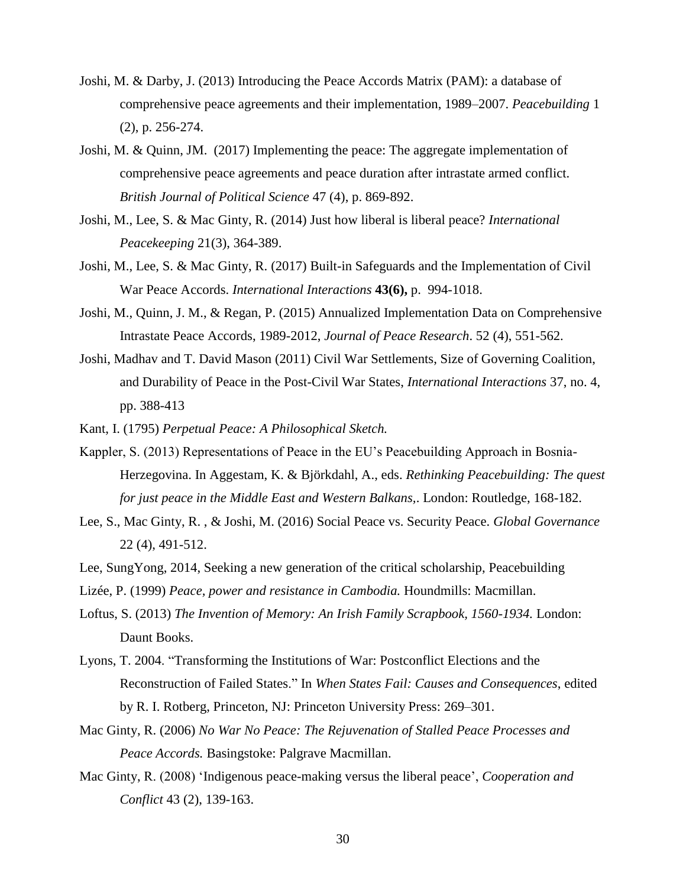Joshi, M. & Darby, J. (2013) Introducing the Peace Accords Matrix (PAM): a database of comprehensive peace agreements and their implementation, 1989–2007. *Peacebuilding* 1 (2), p. 256-274.

Joshi, M. & Quinn, JM. (2017) Implementing the peace: The aggregate implementation of comprehensive peace agreements and peace duration after intrastate armed conflict. *British Journal of Political Science* 47 (4), p. 869-892.

Joshi, M., Lee, S. & Mac Ginty, R. (2014) Just how liberal is liberal peace? *International Peacekeeping* 21(3), 364-389.

Joshi, M., Lee, S. & Mac Ginty, R. (2017) Built-in Safeguards and the Implementation of Civil War Peace Accords. *International Interactions* **43(6),** p. 994-1018.

Joshi, M., Quinn, J. M., & Regan, P. (2015) Annualized Implementation Data on Comprehensive Intrastate Peace Accords, 1989-2012, *Journal of Peace Research*. 52 (4), 551-562.

Joshi, Madhav and T. David Mason (2011) Civil War Settlements, Size of Governing Coalition, and Durability of Peace in the Post-Civil War States, *International Interactions* 37, no. 4, pp. 388-413

Kant, I. (1795) *Perpetual Peace: A Philosophical Sketch.*

Kappler, S. (2013) Representations of Peace in the EU's Peacebuilding Approach in Bosnia-Herzegovina. In Aggestam, K. & Björkdahl, A., eds. *Rethinking Peacebuilding: The quest for just peace in the Middle East and Western Balkans,*. London: Routledge, 168-182.

Lee, S., Mac Ginty, R. , & Joshi, M. (2016) Social Peace vs. Security Peace. *Global Governance* 22 (4), 491-512.

Lee, SungYong, 2014, Seeking a new generation of the critical scholarship, Peacebuilding

Lizée, P. (1999) *Peace, power and resistance in Cambodia.* Houndmills: Macmillan.

Loftus, S. (2013) *The Invention of Memory: An Irish Family Scrapbook, 1560-1934.* London: Daunt Books.

Lyons, T. 2004. "Transforming the Institutions of War: Postconflict Elections and the Reconstruction of Failed States." In *When States Fail: Causes and Consequences*, edited by R. I. Rotberg, Princeton, NJ: Princeton University Press: 269–301.

Mac Ginty, R. (2006) *No War No Peace: The Rejuvenation of Stalled Peace Processes and Peace Accords.* Basingstoke: Palgrave Macmillan.

Mac Ginty, R. (2008) 'Indigenous peace-making versus the liberal peace', *Cooperation and Conflict* 43 (2), 139-163.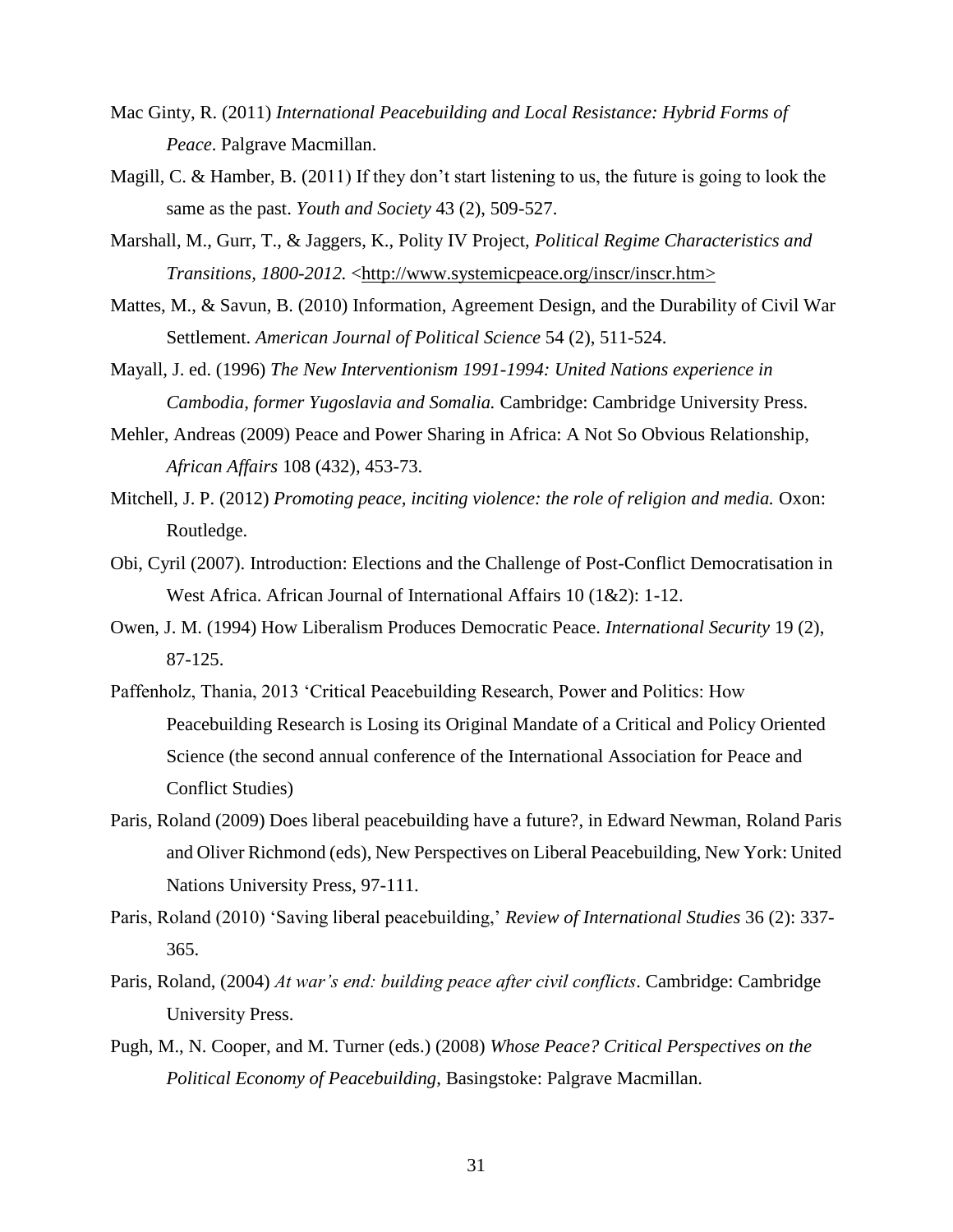Mac Ginty, R. (2011) *International Peacebuilding and Local Resistance: Hybrid Forms of Peace*. Palgrave Macmillan.

Magill, C. & Hamber, B. (2011) If they don't start listening to us, the future is going to look the same as the past. *Youth and Society* 43 (2), 509-527.

Marshall, M., Gurr, T., & Jaggers, K., Polity IV Project, *Political Regime Characteristics and Transitions, 1800-2012.* <http://www.systemicpeace.org/inscr/inscr.htm>

Mattes, M., & Savun, B. (2010) Information, Agreement Design, and the Durability of Civil War Settlement. *American Journal of Political Science* 54 (2), 511-524.

Mayall, J. ed. (1996) *The New Interventionism 1991-1994: United Nations experience in Cambodia, former Yugoslavia and Somalia.* Cambridge: Cambridge University Press.

Mehler, Andreas (2009) Peace and Power Sharing in Africa: A Not So Obvious Relationship, *African Affairs* 108 (432), 453-73.

Mitchell, J. P. (2012) *Promoting peace, inciting violence: the role of religion and media.* Oxon: Routledge.

Obi, Cyril (2007). Introduction: Elections and the Challenge of Post-Conflict Democratisation in West Africa. African Journal of International Affairs 10 (1&2): 1-12.

Owen, J. M. (1994) How Liberalism Produces Democratic Peace. *International Security* 19 (2), 87-125.

Paffenholz, Thania, 2013 'Critical Peacebuilding Research, Power and Politics: How Peacebuilding Research is Losing its Original Mandate of a Critical and Policy Oriented Science (the second annual conference of the International Association for Peace and Conflict Studies)

Paris, Roland (2009) Does liberal peacebuilding have a future?, in Edward Newman, Roland Paris and Oliver Richmond (eds), New Perspectives on Liberal Peacebuilding, New York: United Nations University Press, 97-111.

Paris, Roland (2010) 'Saving liberal peacebuilding,' *Review of International Studies* 36 (2): 337-365.

Paris, Roland, (2004) *At war's end: building peace after civil conflicts*. Cambridge: Cambridge University Press.

Pugh, M., N. Cooper, and M. Turner (eds.) (2008) *Whose Peace? Critical Perspectives on the Political Economy of Peacebuilding*, Basingstoke: Palgrave Macmillan.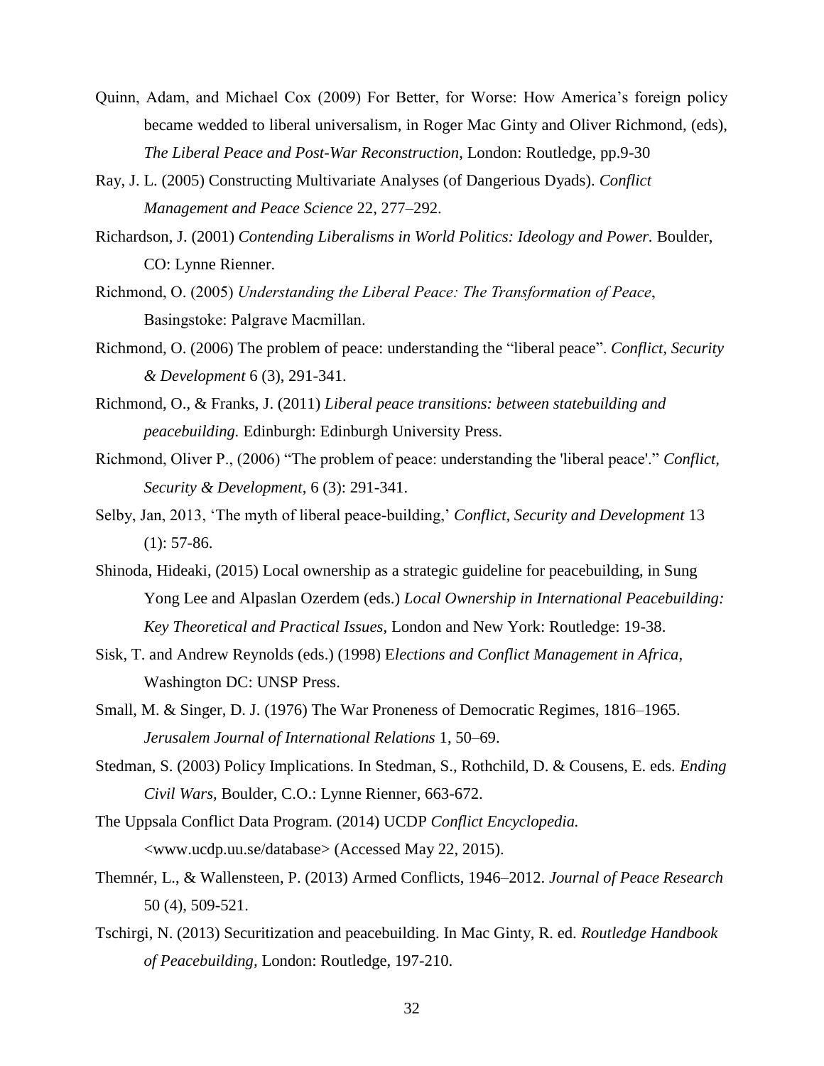Quinn, Adam, and Michael Cox (2009) For Better, for Worse: How America's foreign policy became wedded to liberal universalism, in Roger Mac Ginty and Oliver Richmond, (eds), *The Liberal Peace and Post-War Reconstruction*, London: Routledge, pp.9-30

Ray, J. L. (2005) Constructing Multivariate Analyses (of Dangerious Dyads). *Conflict Management and Peace Science* 22, 277–292.

Richardson, J. (2001) *Contending Liberalisms in World Politics: Ideology and Power.* Boulder, CO: Lynne Rienner.

Richmond, O. (2005) *Understanding the Liberal Peace: The Transformation of Peace*, Basingstoke: Palgrave Macmillan.

Richmond, O. (2006) The problem of peace: understanding the "liberal peace". *Conflict, Security & Development* 6 (3), 291-341.

Richmond, O., & Franks, J. (2011) *Liberal peace transitions: between statebuilding and peacebuilding.* Edinburgh: Edinburgh University Press.

Richmond, Oliver P., (2006) "The problem of peace: understanding the 'liberal peace'." *Conflict, Security & Development*, 6 (3): 291-341.

Selby, Jan, 2013, 'The myth of liberal peace-building,' *Conflict, Security and Development* 13 (1): 57-86.

Shinoda, Hideaki, (2015) Local ownership as a strategic guideline for peacebuilding, in Sung Yong Lee and Alpaslan Ozerdem (eds.) *Local Ownership in International Peacebuilding: Key Theoretical and Practical Issues*, London and New York: Routledge: 19-38.

Sisk, T. and Andrew Reynolds (eds.) (1998) E*lections and Conflict Management in Africa*, Washington DC: UNSP Press.

Small, M. & Singer, D. J. (1976) The War Proneness of Democratic Regimes, 1816–1965. *Jerusalem Journal of International Relations* 1, 50–69.

Stedman, S. (2003) Policy Implications. In Stedman, S., Rothchild, D. & Cousens, E. eds. *Ending Civil Wars,* Boulder, C.O.: Lynne Rienner, 663-672.

The Uppsala Conflict Data Program. (2014) UCDP *Conflict Encyclopedia.* <www.ucdp.uu.se/database> (Accessed May 22, 2015).

Themnér, L., & Wallensteen, P. (2013) Armed Conflicts, 1946–2012. *Journal of Peace Research* 50 (4), 509-521.

Tschirgi, N. (2013) Securitization and peacebuilding. In Mac Ginty, R. ed. *Routledge Handbook of Peacebuilding,* London: Routledge, 197-210.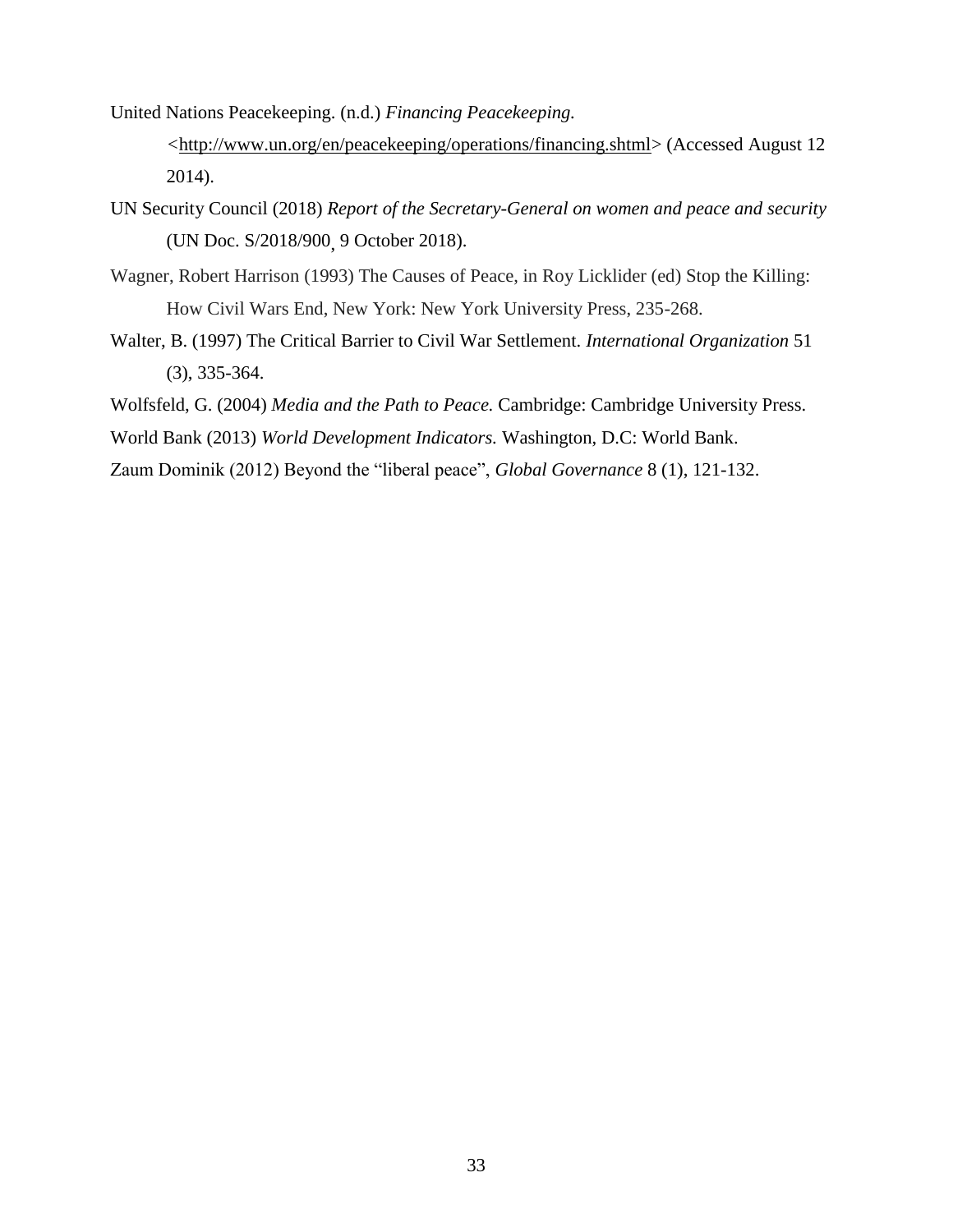United Nations Peacekeeping. (n.d.) *Financing Peacekeeping.* <http://www.un.org/en/peacekeeping/operations/financing.shtml> (Accessed August 12 2014).

UN Security Council (2018) *Report of the Secretary-General on women and peace and security* (UN Doc. S/2018/900¸ 9 October 2018).

Wagner, Robert Harrison (1993) The Causes of Peace, in Roy Licklider (ed) Stop the Killing: How Civil Wars End, New York: New York University Press, 235-268.

Walter, B. (1997) The Critical Barrier to Civil War Settlement. *International Organization* 51 (3), 335-364.

Wolfsfeld, G. (2004) *Media and the Path to Peace.* Cambridge: Cambridge University Press.

World Bank (2013) *World Development Indicators.* Washington, D.C: World Bank.

Zaum Dominik (2012) Beyond the "liberal peace", *Global Governance* 8 (1), 121-132.